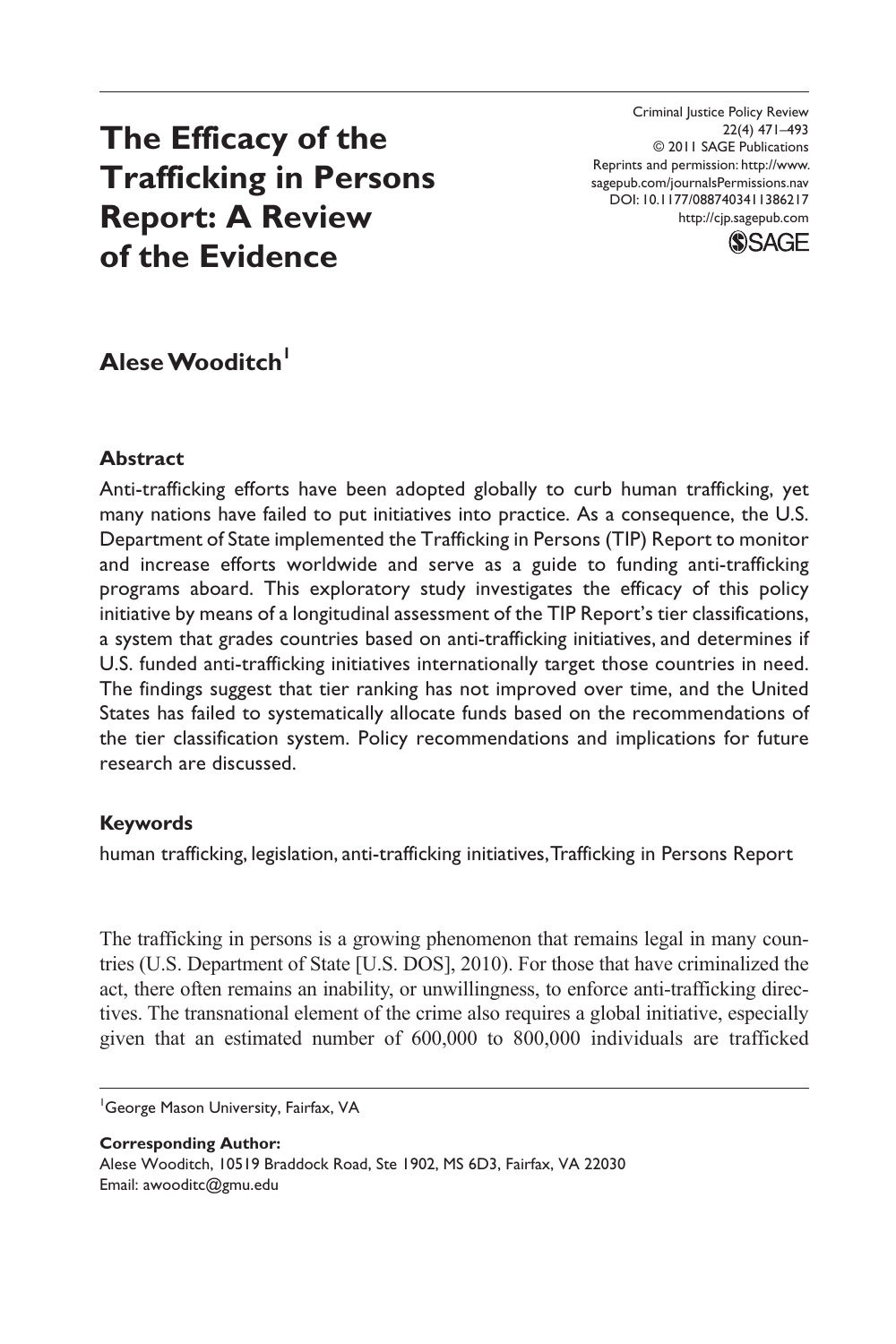# The Efficacy of the Trafficking in Persons Report: A Review of the Evidence

Criminal Justice Policy Review
22(4) 471–493
© 2011 SAGE Publications
Reprints and permission: http://www.sagepub.com/journalsPermissions.nav
DOI: 10.1177/0887403411386217
http://cjp.sagepub.com

**Alese Wooditch**[1]

## Abstract

Anti-trafficking efforts have been adopted globally to curb human trafficking, yet many nations have failed to put initiatives into practice. As a consequence, the U.S. Department of State implemented the Trafficking in Persons (TIP) Report to monitor and increase efforts worldwide and serve as a guide to funding anti-trafficking programs aboard. This exploratory study investigates the efficacy of this policy initiative by means of a longitudinal assessment of the TIP Report's tier classifications, a system that grades countries based on anti-trafficking initiatives, and determines if U.S. funded anti-trafficking initiatives internationally target those countries in need. The findings suggest that tier ranking has not improved over time, and the United States has failed to systematically allocate funds based on the recommendations of the tier classification system. Policy recommendations and implications for future research are discussed.

## Keywords

human trafficking, legislation, anti-trafficking initiatives, Trafficking in Persons Report

The trafficking in persons is a growing phenomenon that remains legal in many countries (U.S. Department of State [U.S. DOS], 2010). For those that have criminalized the act, there often remains an inability, or unwillingness, to enforce anti-trafficking directives. The transnational element of the crime also requires a global initiative, especially given that an estimated number of 600,000 to 800,000 individuals are trafficked

[1]George Mason University, Fairfax, VA

**Corresponding Author:**
Alese Wooditch, 10519 Braddock Road, Ste 1902, MS 6D3, Fairfax, VA 22030
Email: awooditc@gmu.edu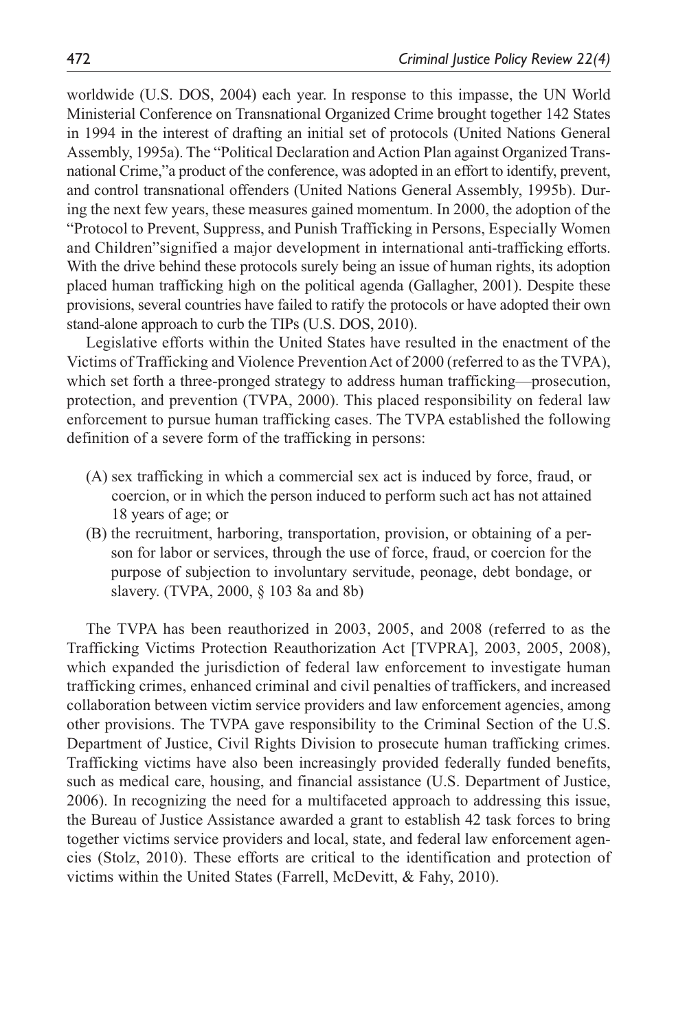worldwide (U.S. DOS, 2004) each year. In response to this impasse, the UN World Ministerial Conference on Transnational Organized Crime brought together 142 States in 1994 in the interest of drafting an initial set of protocols (United Nations General Assembly, 1995a). The "Political Declaration and Action Plan against Organized Transnational Crime,"a product of the conference, was adopted in an effort to identify, prevent, and control transnational offenders (United Nations General Assembly, 1995b). During the next few years, these measures gained momentum. In 2000, the adoption of the "Protocol to Prevent, Suppress, and Punish Trafficking in Persons, Especially Women and Children"signified a major development in international anti-trafficking efforts. With the drive behind these protocols surely being an issue of human rights, its adoption placed human trafficking high on the political agenda (Gallagher, 2001). Despite these provisions, several countries have failed to ratify the protocols or have adopted their own stand-alone approach to curb the TIPs (U.S. DOS, 2010).

Legislative efforts within the United States have resulted in the enactment of the Victims of Trafficking and Violence Prevention Act of 2000 (referred to as the TVPA), which set forth a three-pronged strategy to address human trafficking—prosecution, protection, and prevention (TVPA, 2000). This placed responsibility on federal law enforcement to pursue human trafficking cases. The TVPA established the following definition of a severe form of the trafficking in persons:

(A) sex trafficking in which a commercial sex act is induced by force, fraud, or coercion, or in which the person induced to perform such act has not attained 18 years of age; or

(B) the recruitment, harboring, transportation, provision, or obtaining of a person for labor or services, through the use of force, fraud, or coercion for the purpose of subjection to involuntary servitude, peonage, debt bondage, or slavery. (TVPA, 2000, § 103 8a and 8b)

The TVPA has been reauthorized in 2003, 2005, and 2008 (referred to as the Trafficking Victims Protection Reauthorization Act [TVPRA], 2003, 2005, 2008), which expanded the jurisdiction of federal law enforcement to investigate human trafficking crimes, enhanced criminal and civil penalties of traffickers, and increased collaboration between victim service providers and law enforcement agencies, among other provisions. The TVPA gave responsibility to the Criminal Section of the U.S. Department of Justice, Civil Rights Division to prosecute human trafficking crimes. Trafficking victims have also been increasingly provided federally funded benefits, such as medical care, housing, and financial assistance (U.S. Department of Justice, 2006). In recognizing the need for a multifaceted approach to addressing this issue, the Bureau of Justice Assistance awarded a grant to establish 42 task forces to bring together victims service providers and local, state, and federal law enforcement agencies (Stolz, 2010). These efforts are critical to the identification and protection of victims within the United States (Farrell, McDevitt, & Fahy, 2010).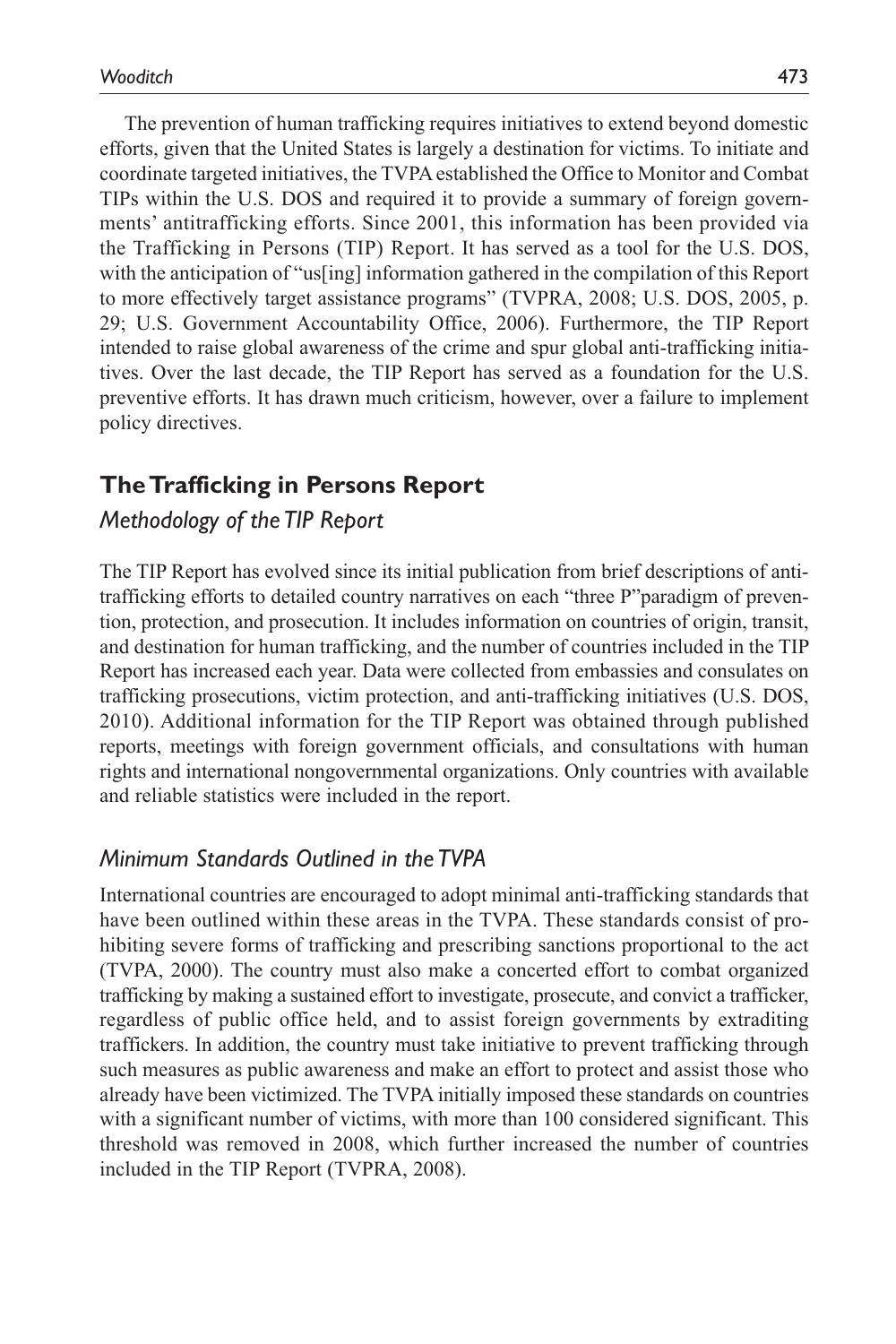The prevention of human trafficking requires initiatives to extend beyond domestic efforts, given that the United States is largely a destination for victims. To initiate and coordinate targeted initiatives, the TVPA established the Office to Monitor and Combat TIPs within the U.S. DOS and required it to provide a summary of foreign governments' antitrafficking efforts. Since 2001, this information has been provided via the Trafficking in Persons (TIP) Report. It has served as a tool for the U.S. DOS, with the anticipation of "us[ing] information gathered in the compilation of this Report to more effectively target assistance programs" (TVPRA, 2008; U.S. DOS, 2005, p. 29; U.S. Government Accountability Office, 2006). Furthermore, the TIP Report intended to raise global awareness of the crime and spur global anti-trafficking initiatives. Over the last decade, the TIP Report has served as a foundation for the U.S. preventive efforts. It has drawn much criticism, however, over a failure to implement policy directives.

## The Trafficking in Persons Report

### *Methodology of the TIP Report*

The TIP Report has evolved since its initial publication from brief descriptions of anti-trafficking efforts to detailed country narratives on each "three P" paradigm of prevention, protection, and prosecution. It includes information on countries of origin, transit, and destination for human trafficking, and the number of countries included in the TIP Report has increased each year. Data were collected from embassies and consulates on trafficking prosecutions, victim protection, and anti-trafficking initiatives (U.S. DOS, 2010). Additional information for the TIP Report was obtained through published reports, meetings with foreign government officials, and consultations with human rights and international nongovernmental organizations. Only countries with available and reliable statistics were included in the report.

### *Minimum Standards Outlined in the TVPA*

International countries are encouraged to adopt minimal anti-trafficking standards that have been outlined within these areas in the TVPA. These standards consist of prohibiting severe forms of trafficking and prescribing sanctions proportional to the act (TVPA, 2000). The country must also make a concerted effort to combat organized trafficking by making a sustained effort to investigate, prosecute, and convict a trafficker, regardless of public office held, and to assist foreign governments by extraditing traffickers. In addition, the country must take initiative to prevent trafficking through such measures as public awareness and make an effort to protect and assist those who already have been victimized. The TVPA initially imposed these standards on countries with a significant number of victims, with more than 100 considered significant. This threshold was removed in 2008, which further increased the number of countries included in the TIP Report (TVPRA, 2008).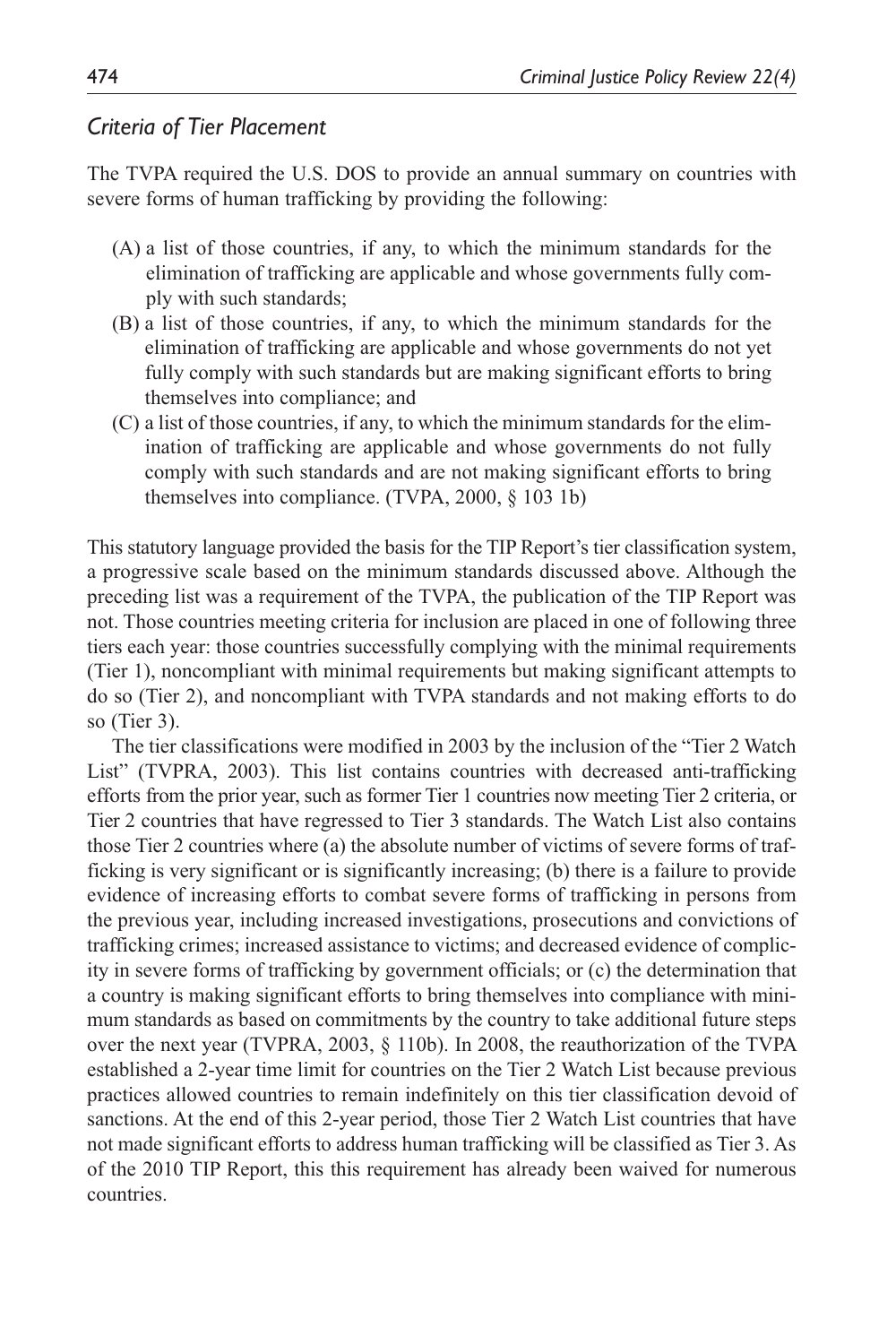### *Criteria of Tier Placement*

The TVPA required the U.S. DOS to provide an annual summary on countries with severe forms of human trafficking by providing the following:

(A) a list of those countries, if any, to which the minimum standards for the elimination of trafficking are applicable and whose governments fully comply with such standards;

(B) a list of those countries, if any, to which the minimum standards for the elimination of trafficking are applicable and whose governments do not yet fully comply with such standards but are making significant efforts to bring themselves into compliance; and

(C) a list of those countries, if any, to which the minimum standards for the elimination of trafficking are applicable and whose governments do not fully comply with such standards and are not making significant efforts to bring themselves into compliance. (TVPA, 2000, § 103 1b)

This statutory language provided the basis for the TIP Report's tier classification system, a progressive scale based on the minimum standards discussed above. Although the preceding list was a requirement of the TVPA, the publication of the TIP Report was not. Those countries meeting criteria for inclusion are placed in one of following three tiers each year: those countries successfully complying with the minimal requirements (Tier 1), noncompliant with minimal requirements but making significant attempts to do so (Tier 2), and noncompliant with TVPA standards and not making efforts to do so (Tier 3).

The tier classifications were modified in 2003 by the inclusion of the "Tier 2 Watch List" (TVPRA, 2003). This list contains countries with decreased anti-trafficking efforts from the prior year, such as former Tier 1 countries now meeting Tier 2 criteria, or Tier 2 countries that have regressed to Tier 3 standards. The Watch List also contains those Tier 2 countries where (a) the absolute number of victims of severe forms of trafficking is very significant or is significantly increasing; (b) there is a failure to provide evidence of increasing efforts to combat severe forms of trafficking in persons from the previous year, including increased investigations, prosecutions and convictions of trafficking crimes; increased assistance to victims; and decreased evidence of complicity in severe forms of trafficking by government officials; or (c) the determination that a country is making significant efforts to bring themselves into compliance with minimum standards as based on commitments by the country to take additional future steps over the next year (TVPRA, 2003, § 110b). In 2008, the reauthorization of the TVPA established a 2-year time limit for countries on the Tier 2 Watch List because previous practices allowed countries to remain indefinitely on this tier classification devoid of sanctions. At the end of this 2-year period, those Tier 2 Watch List countries that have not made significant efforts to address human trafficking will be classified as Tier 3. As of the 2010 TIP Report, this this requirement has already been waived for numerous countries.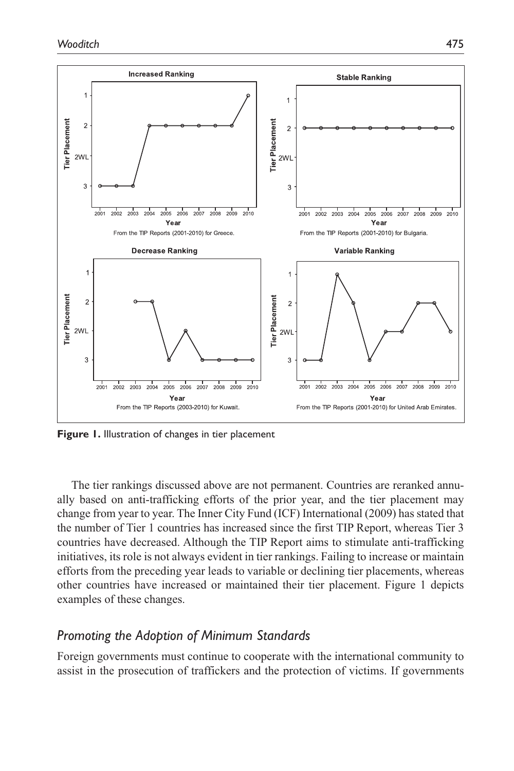**Figure 1.** Illustration of changes in tier placement

The tier rankings discussed above are not permanent. Countries are reranked annually based on anti-trafficking efforts of the prior year, and the tier placement may change from year to year. The Inner City Fund (ICF) International (2009) has stated that the number of Tier 1 countries has increased since the first TIP Report, whereas Tier 3 countries have decreased. Although the TIP Report aims to stimulate anti-trafficking initiatives, its role is not always evident in tier rankings. Failing to increase or maintain efforts from the preceding year leads to variable or declining tier placements, whereas other countries have increased or maintained their tier placement. Figure 1 depicts examples of these changes.

## *Promoting the Adoption of Minimum Standards*

Foreign governments must continue to cooperate with the international community to assist in the prosecution of traffickers and the protection of victims. If governments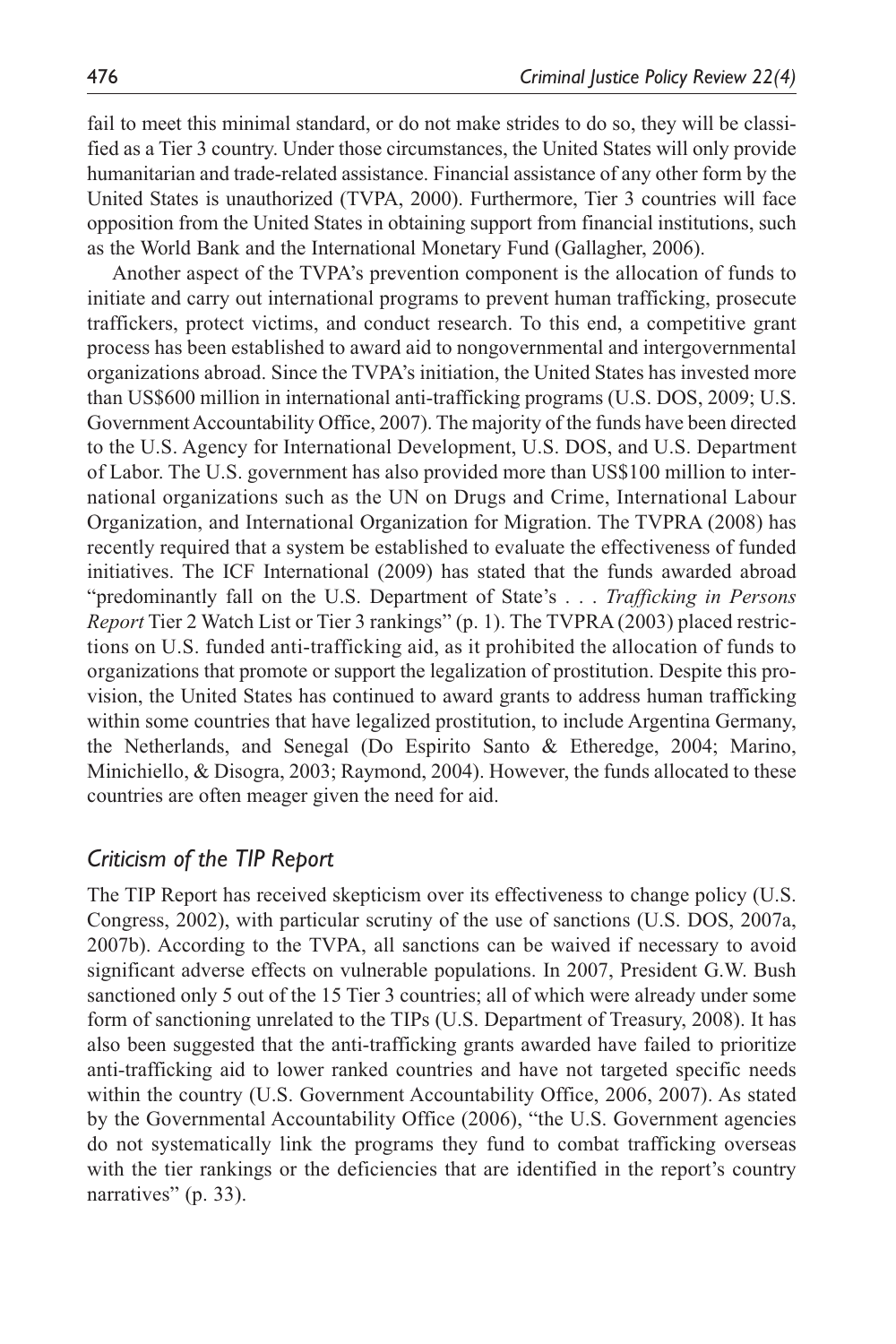fail to meet this minimal standard, or do not make strides to do so, they will be classified as a Tier 3 country. Under those circumstances, the United States will only provide humanitarian and trade-related assistance. Financial assistance of any other form by the United States is unauthorized (TVPA, 2000). Furthermore, Tier 3 countries will face opposition from the United States in obtaining support from financial institutions, such as the World Bank and the International Monetary Fund (Gallagher, 2006).

Another aspect of the TVPA's prevention component is the allocation of funds to initiate and carry out international programs to prevent human trafficking, prosecute traffickers, protect victims, and conduct research. To this end, a competitive grant process has been established to award aid to nongovernmental and intergovernmental organizations abroad. Since the TVPA's initiation, the United States has invested more than US$600 million in international anti-trafficking programs (U.S. DOS, 2009; U.S. Government Accountability Office, 2007). The majority of the funds have been directed to the U.S. Agency for International Development, U.S. DOS, and U.S. Department of Labor. The U.S. government has also provided more than US$100 million to international organizations such as the UN on Drugs and Crime, International Labour Organization, and International Organization for Migration. The TVPRA (2008) has recently required that a system be established to evaluate the effectiveness of funded initiatives. The ICF International (2009) has stated that the funds awarded abroad "predominantly fall on the U.S. Department of State's . . . *Trafficking in Persons Report* Tier 2 Watch List or Tier 3 rankings" (p. 1). The TVPRA (2003) placed restrictions on U.S. funded anti-trafficking aid, as it prohibited the allocation of funds to organizations that promote or support the legalization of prostitution. Despite this provision, the United States has continued to award grants to address human trafficking within some countries that have legalized prostitution, to include Argentina Germany, the Netherlands, and Senegal (Do Espirito Santo & Etheredge, 2004; Marino, Minichiello, & Disogra, 2003; Raymond, 2004). However, the funds allocated to these countries are often meager given the need for aid.

## *Criticism of the TIP Report*

The TIP Report has received skepticism over its effectiveness to change policy (U.S. Congress, 2002), with particular scrutiny of the use of sanctions (U.S. DOS, 2007a, 2007b). According to the TVPA, all sanctions can be waived if necessary to avoid significant adverse effects on vulnerable populations. In 2007, President G.W. Bush sanctioned only 5 out of the 15 Tier 3 countries; all of which were already under some form of sanctioning unrelated to the TIPs (U.S. Department of Treasury, 2008). It has also been suggested that the anti-trafficking grants awarded have failed to prioritize anti-trafficking aid to lower ranked countries and have not targeted specific needs within the country (U.S. Government Accountability Office, 2006, 2007). As stated by the Governmental Accountability Office (2006), "the U.S. Government agencies do not systematically link the programs they fund to combat trafficking overseas with the tier rankings or the deficiencies that are identified in the report's country narratives" (p. 33).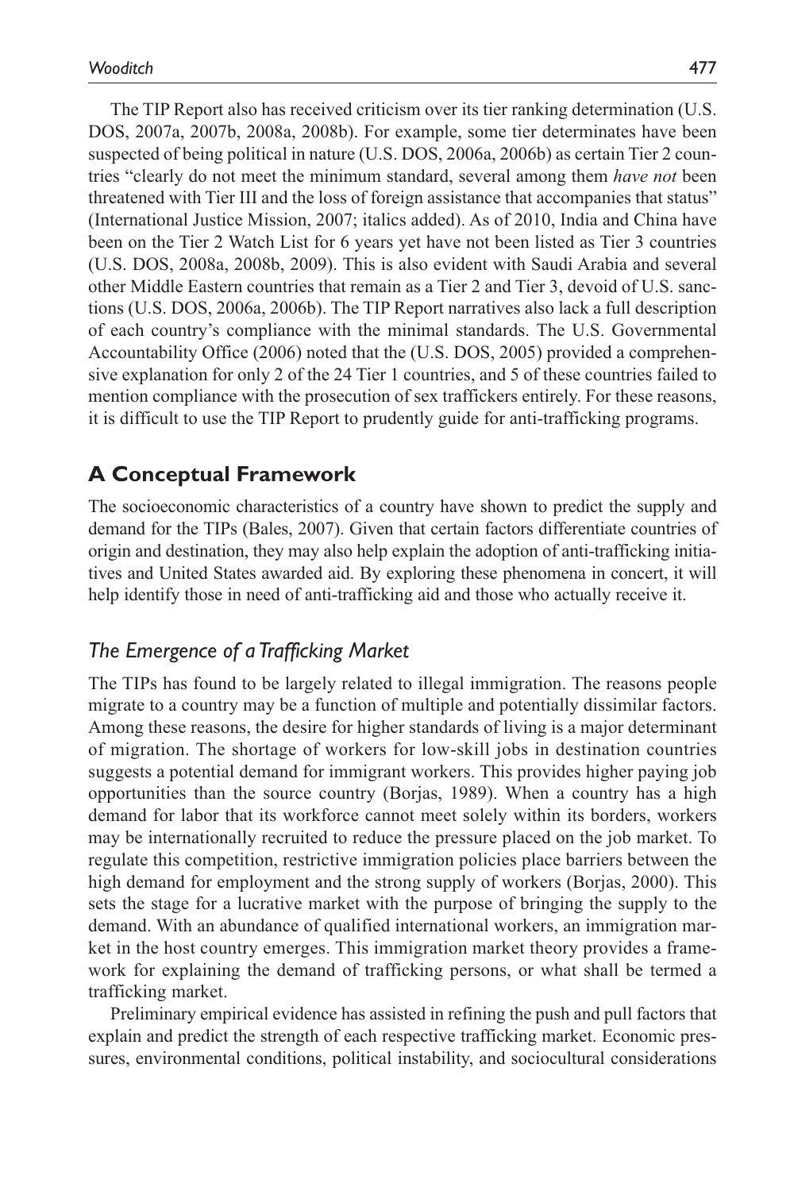The TIP Report also has received criticism over its tier ranking determination (U.S. DOS, 2007a, 2007b, 2008a, 2008b). For example, some tier determinates have been suspected of being political in nature (U.S. DOS, 2006a, 2006b) as certain Tier 2 countries "clearly do not meet the minimum standard, several among them *have not* been threatened with Tier III and the loss of foreign assistance that accompanies that status" (International Justice Mission, 2007; italics added). As of 2010, India and China have been on the Tier 2 Watch List for 6 years yet have not been listed as Tier 3 countries (U.S. DOS, 2008a, 2008b, 2009). This is also evident with Saudi Arabia and several other Middle Eastern countries that remain as a Tier 2 and Tier 3, devoid of U.S. sanctions (U.S. DOS, 2006a, 2006b). The TIP Report narratives also lack a full description of each country's compliance with the minimal standards. The U.S. Governmental Accountability Office (2006) noted that the (U.S. DOS, 2005) provided a comprehensive explanation for only 2 of the 24 Tier 1 countries, and 5 of these countries failed to mention compliance with the prosecution of sex traffickers entirely. For these reasons, it is difficult to use the TIP Report to prudently guide for anti-trafficking programs.

## A Conceptual Framework

The socioeconomic characteristics of a country have shown to predict the supply and demand for the TIPs (Bales, 2007). Given that certain factors differentiate countries of origin and destination, they may also help explain the adoption of anti-trafficking initiatives and United States awarded aid. By exploring these phenomena in concert, it will help identify those in need of anti-trafficking aid and those who actually receive it.

### *The Emergence of a Trafficking Market*

The TIPs has found to be largely related to illegal immigration. The reasons people migrate to a country may be a function of multiple and potentially dissimilar factors. Among these reasons, the desire for higher standards of living is a major determinant of migration. The shortage of workers for low-skill jobs in destination countries suggests a potential demand for immigrant workers. This provides higher paying job opportunities than the source country (Borjas, 1989). When a country has a high demand for labor that its workforce cannot meet solely within its borders, workers may be internationally recruited to reduce the pressure placed on the job market. To regulate this competition, restrictive immigration policies place barriers between the high demand for employment and the strong supply of workers (Borjas, 2000). This sets the stage for a lucrative market with the purpose of bringing the supply to the demand. With an abundance of qualified international workers, an immigration market in the host country emerges. This immigration market theory provides a framework for explaining the demand of trafficking persons, or what shall be termed a trafficking market.

Preliminary empirical evidence has assisted in refining the push and pull factors that explain and predict the strength of each respective trafficking market. Economic pressures, environmental conditions, political instability, and sociocultural considerations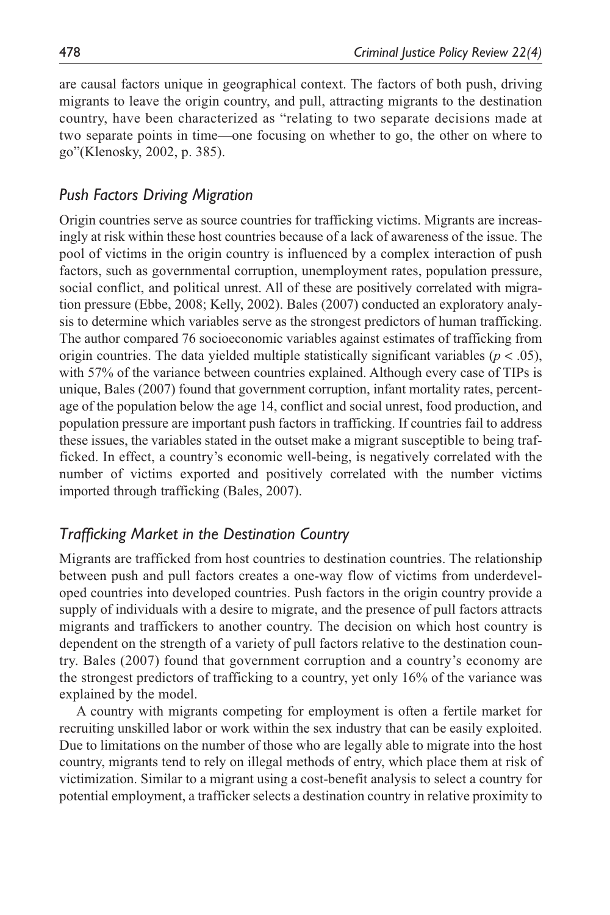are causal factors unique in geographical context. The factors of both push, driving migrants to leave the origin country, and pull, attracting migrants to the destination country, have been characterized as "relating to two separate decisions made at two separate points in time—one focusing on whether to go, the other on where to go"(Klenosky, 2002, p. 385).

### *Push Factors Driving Migration*

Origin countries serve as source countries for trafficking victims. Migrants are increasingly at risk within these host countries because of a lack of awareness of the issue. The pool of victims in the origin country is influenced by a complex interaction of push factors, such as governmental corruption, unemployment rates, population pressure, social conflict, and political unrest. All of these are positively correlated with migration pressure (Ebbe, 2008; Kelly, 2002). Bales (2007) conducted an exploratory analysis to determine which variables serve as the strongest predictors of human trafficking. The author compared 76 socioeconomic variables against estimates of trafficking from origin countries. The data yielded multiple statistically significant variables ($p < .05$), with 57% of the variance between countries explained. Although every case of TIPs is unique, Bales (2007) found that government corruption, infant mortality rates, percentage of the population below the age 14, conflict and social unrest, food production, and population pressure are important push factors in trafficking. If countries fail to address these issues, the variables stated in the outset make a migrant susceptible to being trafficked. In effect, a country's economic well-being, is negatively correlated with the number of victims exported and positively correlated with the number victims imported through trafficking (Bales, 2007).

### *Trafficking Market in the Destination Country*

Migrants are trafficked from host countries to destination countries. The relationship between push and pull factors creates a one-way flow of victims from underdeveloped countries into developed countries. Push factors in the origin country provide a supply of individuals with a desire to migrate, and the presence of pull factors attracts migrants and traffickers to another country. The decision on which host country is dependent on the strength of a variety of pull factors relative to the destination country. Bales (2007) found that government corruption and a country's economy are the strongest predictors of trafficking to a country, yet only 16% of the variance was explained by the model.

A country with migrants competing for employment is often a fertile market for recruiting unskilled labor or work within the sex industry that can be easily exploited. Due to limitations on the number of those who are legally able to migrate into the host country, migrants tend to rely on illegal methods of entry, which place them at risk of victimization. Similar to a migrant using a cost-benefit analysis to select a country for potential employment, a trafficker selects a destination country in relative proximity to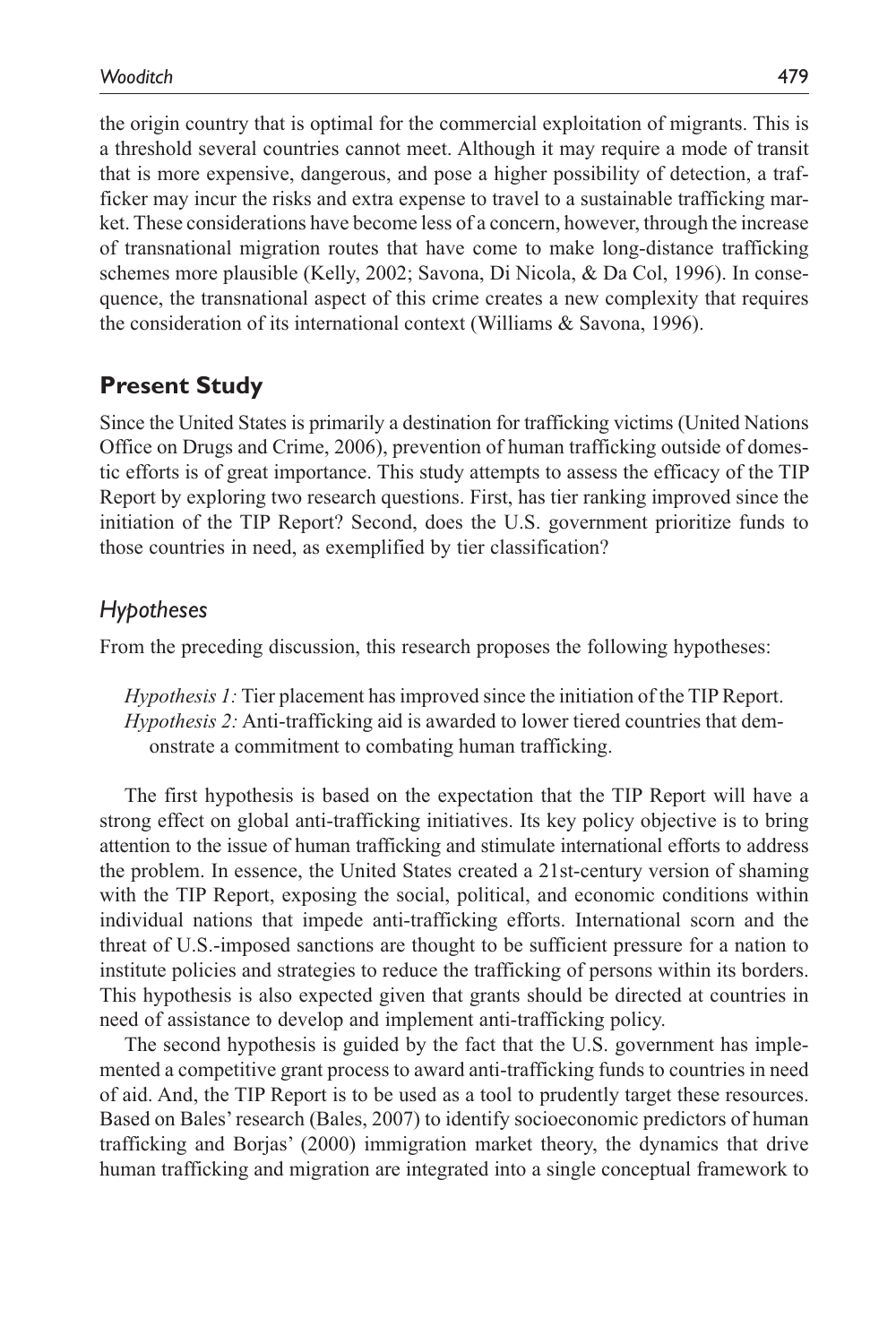the origin country that is optimal for the commercial exploitation of migrants. This is a threshold several countries cannot meet. Although it may require a mode of transit that is more expensive, dangerous, and pose a higher possibility of detection, a trafficker may incur the risks and extra expense to travel to a sustainable trafficking market. These considerations have become less of a concern, however, through the increase of transnational migration routes that have come to make long-distance trafficking schemes more plausible (Kelly, 2002; Savona, Di Nicola, & Da Col, 1996). In consequence, the transnational aspect of this crime creates a new complexity that requires the consideration of its international context (Williams & Savona, 1996).

## Present Study

Since the United States is primarily a destination for trafficking victims (United Nations Office on Drugs and Crime, 2006), prevention of human trafficking outside of domestic efforts is of great importance. This study attempts to assess the efficacy of the TIP Report by exploring two research questions. First, has tier ranking improved since the initiation of the TIP Report? Second, does the U.S. government prioritize funds to those countries in need, as exemplified by tier classification?

### *Hypotheses*

From the preceding discussion, this research proposes the following hypotheses:

*Hypothesis 1:* Tier placement has improved since the initiation of the TIP Report.
*Hypothesis 2:* Anti-trafficking aid is awarded to lower tiered countries that demonstrate a commitment to combating human trafficking.

The first hypothesis is based on the expectation that the TIP Report will have a strong effect on global anti-trafficking initiatives. Its key policy objective is to bring attention to the issue of human trafficking and stimulate international efforts to address the problem. In essence, the United States created a 21st-century version of shaming with the TIP Report, exposing the social, political, and economic conditions within individual nations that impede anti-trafficking efforts. International scorn and the threat of U.S.-imposed sanctions are thought to be sufficient pressure for a nation to institute policies and strategies to reduce the trafficking of persons within its borders. This hypothesis is also expected given that grants should be directed at countries in need of assistance to develop and implement anti-trafficking policy.

The second hypothesis is guided by the fact that the U.S. government has implemented a competitive grant process to award anti-trafficking funds to countries in need of aid. And, the TIP Report is to be used as a tool to prudently target these resources. Based on Bales' research (Bales, 2007) to identify socioeconomic predictors of human trafficking and Borjas' (2000) immigration market theory, the dynamics that drive human trafficking and migration are integrated into a single conceptual framework to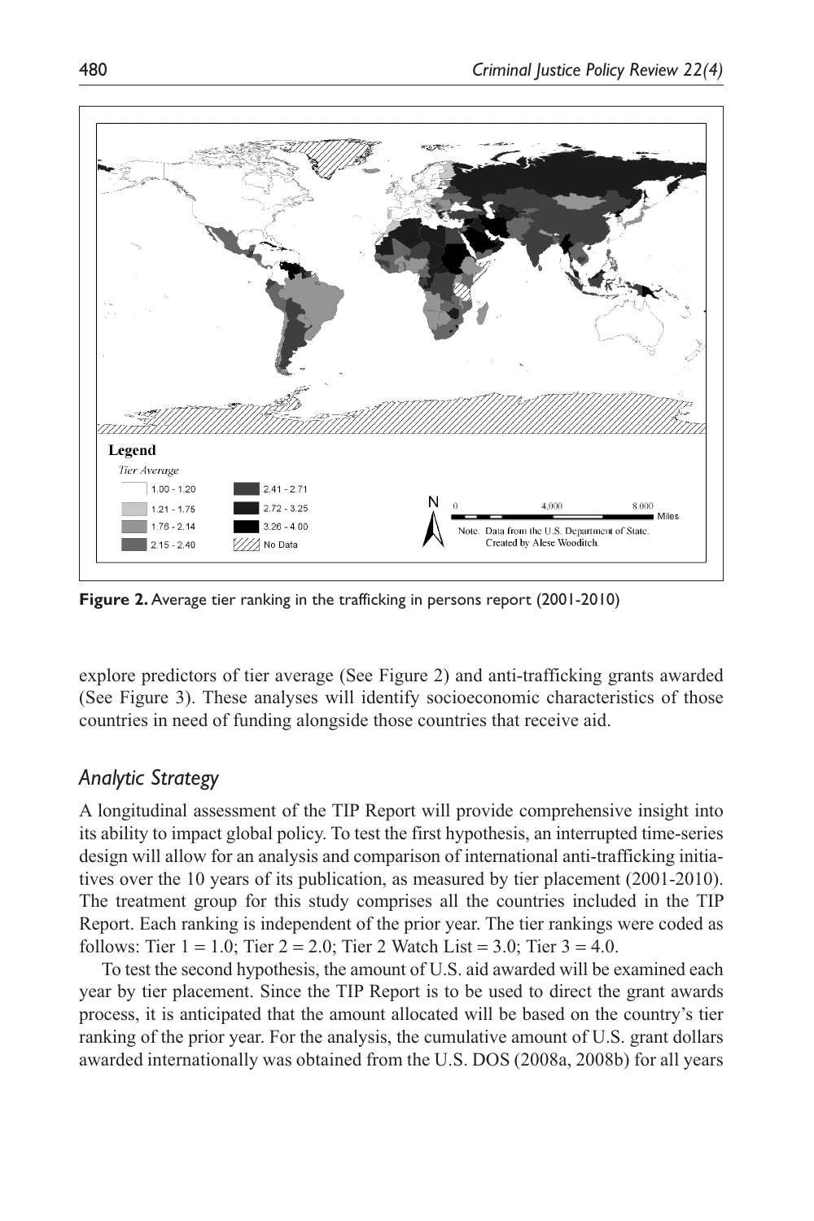**Figure 2.** Average tier ranking in the trafficking in persons report (2001-2010)

explore predictors of tier average (See Figure 2) and anti-trafficking grants awarded (See Figure 3). These analyses will identify socioeconomic characteristics of those countries in need of funding alongside those countries that receive aid.

## *Analytic Strategy*

A longitudinal assessment of the TIP Report will provide comprehensive insight into its ability to impact global policy. To test the first hypothesis, an interrupted time-series design will allow for an analysis and comparison of international anti-trafficking initiatives over the 10 years of its publication, as measured by tier placement (2001-2010). The treatment group for this study comprises all the countries included in the TIP Report. Each ranking is independent of the prior year. The tier rankings were coded as follows: Tier 1 = 1.0; Tier 2 = 2.0; Tier 2 Watch List = 3.0; Tier 3 = 4.0.

To test the second hypothesis, the amount of U.S. aid awarded will be examined each year by tier placement. Since the TIP Report is to be used to direct the grant awards process, it is anticipated that the amount allocated will be based on the country's tier ranking of the prior year. For the analysis, the cumulative amount of U.S. grant dollars awarded internationally was obtained from the U.S. DOS (2008a, 2008b) for all years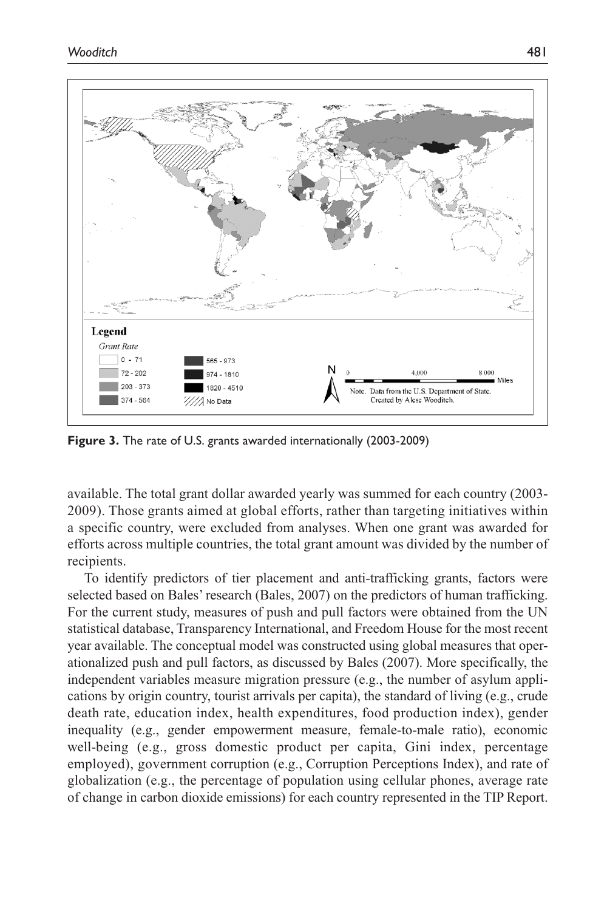**Figure 3.** The rate of U.S. grants awarded internationally (2003-2009)

available. The total grant dollar awarded yearly was summed for each country (2003-2009). Those grants aimed at global efforts, rather than targeting initiatives within a specific country, were excluded from analyses. When one grant was awarded for efforts across multiple countries, the total grant amount was divided by the number of recipients.

To identify predictors of tier placement and anti-trafficking grants, factors were selected based on Bales' research (Bales, 2007) on the predictors of human trafficking. For the current study, measures of push and pull factors were obtained from the UN statistical database, Transparency International, and Freedom House for the most recent year available. The conceptual model was constructed using global measures that operationalized push and pull factors, as discussed by Bales (2007). More specifically, the independent variables measure migration pressure (e.g., the number of asylum applications by origin country, tourist arrivals per capita), the standard of living (e.g., crude death rate, education index, health expenditures, food production index), gender inequality (e.g., gender empowerment measure, female-to-male ratio), economic well-being (e.g., gross domestic product per capita, Gini index, percentage employed), government corruption (e.g., Corruption Perceptions Index), and rate of globalization (e.g., the percentage of population using cellular phones, average rate of change in carbon dioxide emissions) for each country represented in the TIP Report.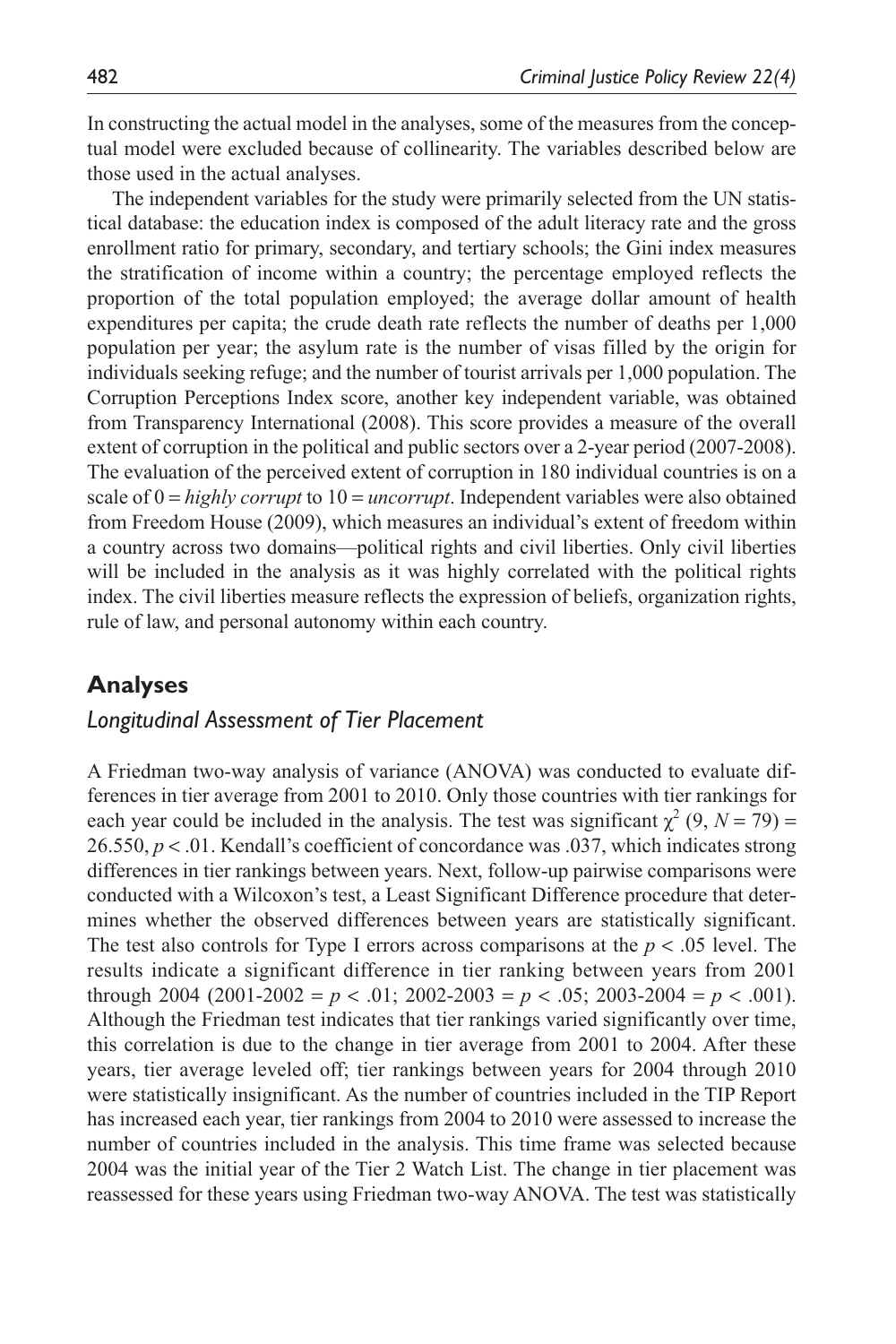In constructing the actual model in the analyses, some of the measures from the conceptual model were excluded because of collinearity. The variables described below are those used in the actual analyses.

The independent variables for the study were primarily selected from the UN statistical database: the education index is composed of the adult literacy rate and the gross enrollment ratio for primary, secondary, and tertiary schools; the Gini index measures the stratification of income within a country; the percentage employed reflects the proportion of the total population employed; the average dollar amount of health expenditures per capita; the crude death rate reflects the number of deaths per 1,000 population per year; the asylum rate is the number of visas filled by the origin for individuals seeking refuge; and the number of tourist arrivals per 1,000 population. The Corruption Perceptions Index score, another key independent variable, was obtained from Transparency International (2008). This score provides a measure of the overall extent of corruption in the political and public sectors over a 2-year period (2007-2008). The evaluation of the perceived extent of corruption in 180 individual countries is on a scale of 0 = *highly corrupt* to 10 = *uncorrupt*. Independent variables were also obtained from Freedom House (2009), which measures an individual's extent of freedom within a country across two domains—political rights and civil liberties. Only civil liberties will be included in the analysis as it was highly correlated with the political rights index. The civil liberties measure reflects the expression of beliefs, organization rights, rule of law, and personal autonomy within each country.

## Analyses

### *Longitudinal Assessment of Tier Placement*

A Friedman two-way analysis of variance (ANOVA) was conducted to evaluate differences in tier average from 2001 to 2010. Only those countries with tier rankings for each year could be included in the analysis. The test was significant $\chi^2$ (9, $N = 79$) = 26.550, $p < .01$. Kendall's coefficient of concordance was .037, which indicates strong differences in tier rankings between years. Next, follow-up pairwise comparisons were conducted with a Wilcoxon's test, a Least Significant Difference procedure that determines whether the observed differences between years are statistically significant. The test also controls for Type I errors across comparisons at the $p < .05$ level. The results indicate a significant difference in tier ranking between years from 2001 through 2004 (2001-2002 = $p < .01$; 2002-2003 = $p < .05$; 2003-2004 = $p < .001$). Although the Friedman test indicates that tier rankings varied significantly over time, this correlation is due to the change in tier average from 2001 to 2004. After these years, tier average leveled off; tier rankings between years for 2004 through 2010 were statistically insignificant. As the number of countries included in the TIP Report has increased each year, tier rankings from 2004 to 2010 were assessed to increase the number of countries included in the analysis. This time frame was selected because 2004 was the initial year of the Tier 2 Watch List. The change in tier placement was reassessed for these years using Friedman two-way ANOVA. The test was statistically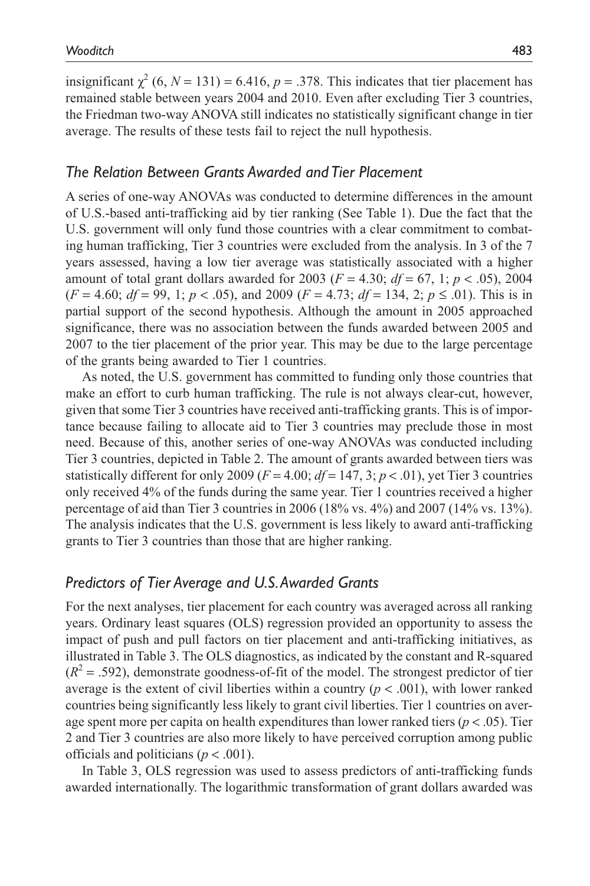insignificant $\chi^2$ (6, $N$ = 131) = 6.416, $p$ = .378. This indicates that tier placement has remained stable between years 2004 and 2010. Even after excluding Tier 3 countries, the Friedman two-way ANOVA still indicates no statistically significant change in tier average. The results of these tests fail to reject the null hypothesis.

### *The Relation Between Grants Awarded and Tier Placement*

A series of one-way ANOVAs was conducted to determine differences in the amount of U.S.-based anti-trafficking aid by tier ranking (See Table 1). Due the fact that the U.S. government will only fund those countries with a clear commitment to combating human trafficking, Tier 3 countries were excluded from the analysis. In 3 of the 7 years assessed, having a low tier average was statistically associated with a higher amount of total grant dollars awarded for 2003 ($F$ = 4.30; $df$ = 67, 1; $p$ < .05), 2004 ($F$ = 4.60; $df$ = 99, 1; $p$ < .05), and 2009 ($F$ = 4.73; $df$ = 134, 2; $p \leq$ .01). This is in partial support of the second hypothesis. Although the amount in 2005 approached significance, there was no association between the funds awarded between 2005 and 2007 to the tier placement of the prior year. This may be due to the large percentage of the grants being awarded to Tier 1 countries.

As noted, the U.S. government has committed to funding only those countries that make an effort to curb human trafficking. The rule is not always clear-cut, however, given that some Tier 3 countries have received anti-trafficking grants. This is of importance because failing to allocate aid to Tier 3 countries may preclude those in most need. Because of this, another series of one-way ANOVAs was conducted including Tier 3 countries, depicted in Table 2. The amount of grants awarded between tiers was statistically different for only 2009 ($F$ = 4.00; $df$ = 147, 3; $p$ < .01), yet Tier 3 countries only received 4% of the funds during the same year. Tier 1 countries received a higher percentage of aid than Tier 3 countries in 2006 (18% vs. 4%) and 2007 (14% vs. 13%). The analysis indicates that the U.S. government is less likely to award anti-trafficking grants to Tier 3 countries than those that are higher ranking.

### *Predictors of Tier Average and U.S. Awarded Grants*

For the next analyses, tier placement for each country was averaged across all ranking years. Ordinary least squares (OLS) regression provided an opportunity to assess the impact of push and pull factors on tier placement and anti-trafficking initiatives, as illustrated in Table 3. The OLS diagnostics, as indicated by the constant and R-squared ($R^2$ = .592), demonstrate goodness-of-fit of the model. The strongest predictor of tier average is the extent of civil liberties within a country ($p$ < .001), with lower ranked countries being significantly less likely to grant civil liberties. Tier 1 countries on average spent more per capita on health expenditures than lower ranked tiers ($p$ < .05). Tier 2 and Tier 3 countries are also more likely to have perceived corruption among public officials and politicians ($p$ < .001).

In Table 3, OLS regression was used to assess predictors of anti-trafficking funds awarded internationally. The logarithmic transformation of grant dollars awarded was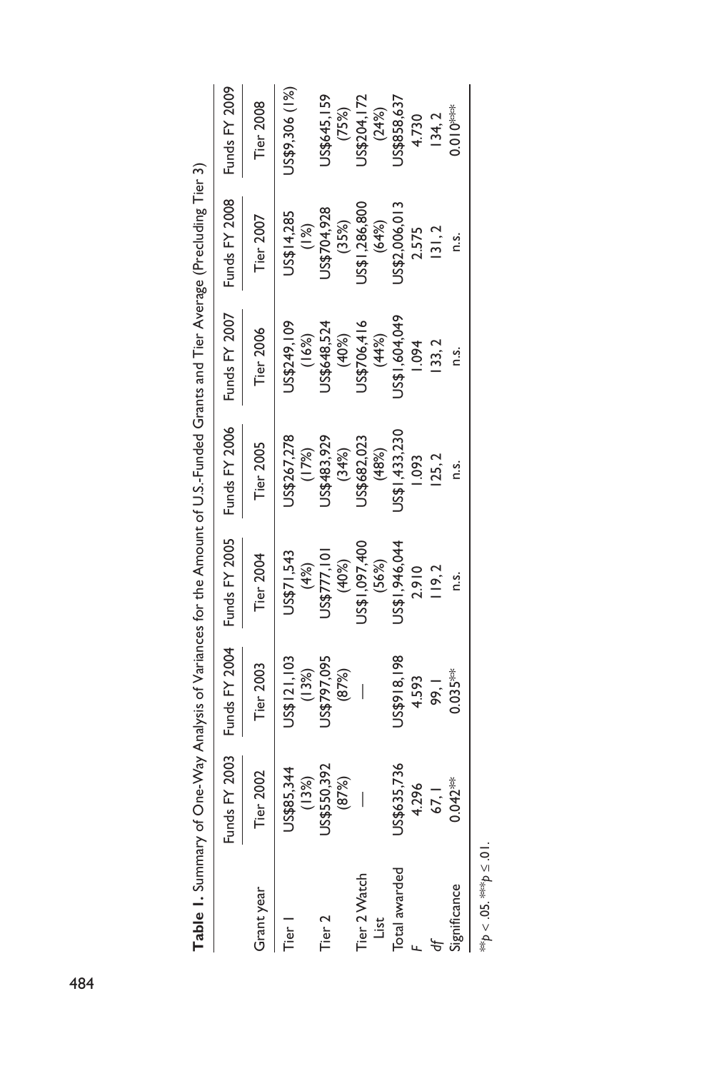**Table 1.** Summary of One-Way Analysis of Variances for the Amount of U.S.-Funded Grants and Tier Average (Precluding Tier 3)

| | Funds FY 2003 | Funds FY 2004 | Funds FY 2005 | Funds FY 2006 | Funds FY 2007 | Funds FY 2008 | Funds FY 2009 |
|---|---|---|---|---|---|---|---|
| Grant year | Tier 2002 | Tier 2003 | Tier 2004 | Tier 2005 | Tier 2006 | Tier 2007 | Tier 2008 |
| Tier 1 | US$85,344 (13%) | US$121,103 (13%) | US$71,543 (4%) | US$267,278 (17%) | US$249,109 (16%) | US$14,285 (1%) | US$9,306 (1%) |
| Tier 2 | US$550,392 (87%) | US$797,095 (87%) | US$777,101 (40%) | US$483,929 (34%) | US$648,524 (40%) | US$704,928 (35%) | US$645,159 (75%) |
| Tier 2 Watch List | — | — | US$1,097,400 (56%) | US$682,023 (48%) | US$706,416 (44%) | US$1,286,800 (64%) | US$204,172 (24%) |
| Total awarded | US$635,736 | US$918,198 | US$1,946,044 | US$1,433,230 | US$1,604,049 | US$2,006,013 | US$858,637 |
| $F$ | 4.296 | 4.593 | 2.910 | 1.093 | 1.094 | 2.575 | 4.730 |
| $df$ | 67, 1 | 99, 1 | 119, 2 | 125, 2 | 133, 2 | 131, 2 | 134, 2 |
| Significance | 0.042** | 0.035** | n.s. | n.s. | n.s. | n.s. | 0.010*** |

$^{**}p < .05$. $^{***}p \leq .01$.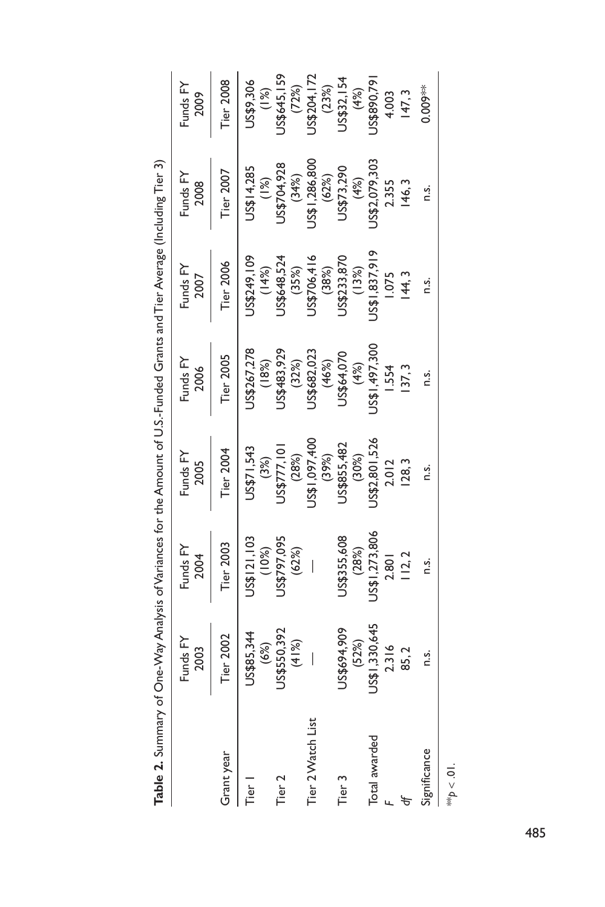**Table 2.** Summary of One-Way Analysis of Variances for the Amount of U.S.-Funded Grants and Tier Average (Including Tier 3)

| | Funds FY 2003 | Funds FY 2004 | Funds FY 2005 | Funds FY 2006 | Funds FY 2007 | Funds FY 2008 | Funds FY 2009 |
|---|---|---|---|---|---|---|---|
| Grant year | Tier 2002 | Tier 2003 | Tier 2004 | Tier 2005 | Tier 2006 | Tier 2007 | Tier 2008 |
| Tier 1 | US$85,344 (6%) | US$121,103 (10%) | US$71,543 (3%) | US$267,278 (18%) | US$249,109 (14%) | US$14,285 (1%) | US$9,306 (1%) |
| Tier 2 | US$550,392 (41%) | US$797,095 (62%) | US$777,101 (28%) | US$483,929 (32%) | US$648,524 (35%) | US$704,928 (34%) | US$645,159 (72%) |
| Tier 2 Watch List | — | — | US$1,097,400 (39%) | US$682,023 (46%) | US$706,416 (38%) | US$1,286,800 (62%) | US$204,172 (23%) |
| Tier 3 | US$694,909 (52%) | US$355,608 (28%) | US$855,482 (30%) | US$64,070 (4%) | US$233,870 (13%) | US$73,290 (4%) | US$32,154 (4%) |
| Total awarded | US$1,330,645 | US$1,273,806 | US$2,801,526 | US$1,497,300 | US$1,837,919 | US$2,079,303 | US$890,791 |
| $F$ | 2.316 | 2.801 | 2.012 | 1.554 | 1.075 | 2.355 | 4.003 |
| $df$ | 85, 2 | 112, 2 | 128, 3 | 137, 3 | 144, 3 | 146, 3 | 147, 3 |
| Significance | n.s. | n.s. | n.s. | n.s. | n.s. | n.s. | 0.009** |

$^{**}p < .01$.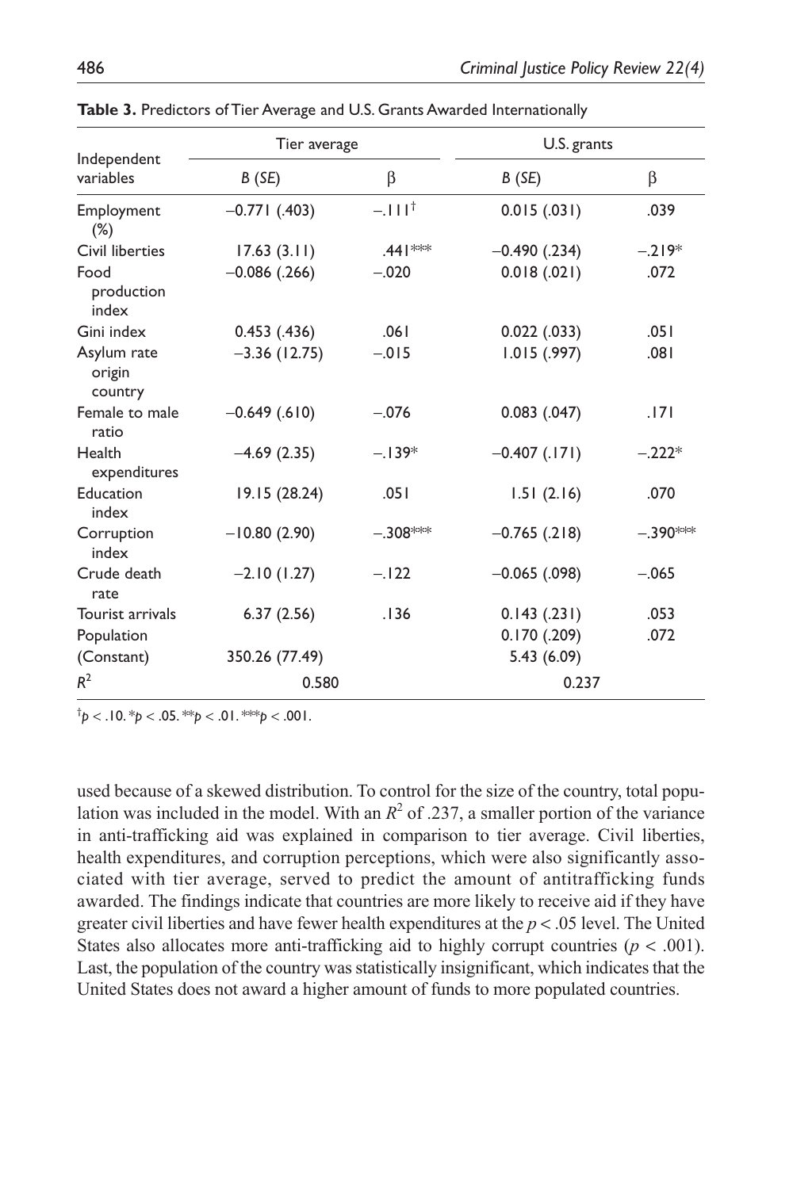**Table 3.** Predictors of Tier Average and U.S. Grants Awarded Internationally

| Independent variables | Tier average | | U.S. grants | |
|---|---|---|---|---|
| | *B* (*SE*) | β | *B* (*SE*) | β |
| Employment (%) | −0.771 (.403) | −.111[†] | 0.015 (.031) | .039 |
| Civil liberties | 17.63 (3.11) | .441*** | −0.490 (.234) | −.219* |
| Food production index | −0.086 (.266) | −.020 | 0.018 (.021) | .072 |
| Gini index | 0.453 (.436) | .061 | 0.022 (.033) | .051 |
| Asylum rate origin country | −3.36 (12.75) | −.015 | 1.015 (.997) | .081 |
| Female to male ratio | −0.649 (.610) | −.076 | 0.083 (.047) | .171 |
| Health expenditures | −4.69 (2.35) | −.139* | −0.407 (.171) | −.222* |
| Education index | 19.15 (28.24) | .051 | 1.51 (2.16) | .070 |
| Corruption index | −10.80 (2.90) | −.308*** | −0.765 (.218) | −.390*** |
| Crude death rate | −2.10 (1.27) | −.122 | −0.065 (.098) | −.065 |
| Tourist arrivals | 6.37 (2.56) | .136 | 0.143 (.231) | .053 |
| Population | | | 0.170 (.209) | .072 |
| (Constant) | 350.26 (77.49) | | 5.43 (6.09) | |
| $R^2$ | 0.580 | | 0.237 | |

[†]$p < .10$. *$p < .05$. **$p < .01$. ***$p < .001$.

used because of a skewed distribution. To control for the size of the country, total population was included in the model. With an $R^2$ of .237, a smaller portion of the variance in anti-trafficking aid was explained in comparison to tier average. Civil liberties, health expenditures, and corruption perceptions, which were also significantly associated with tier average, served to predict the amount of antitrafficking funds awarded. The findings indicate that countries are more likely to receive aid if they have greater civil liberties and have fewer health expenditures at the $p < .05$ level. The United States also allocates more anti-trafficking aid to highly corrupt countries ($p < .001$). Last, the population of the country was statistically insignificant, which indicates that the United States does not award a higher amount of funds to more populated countries.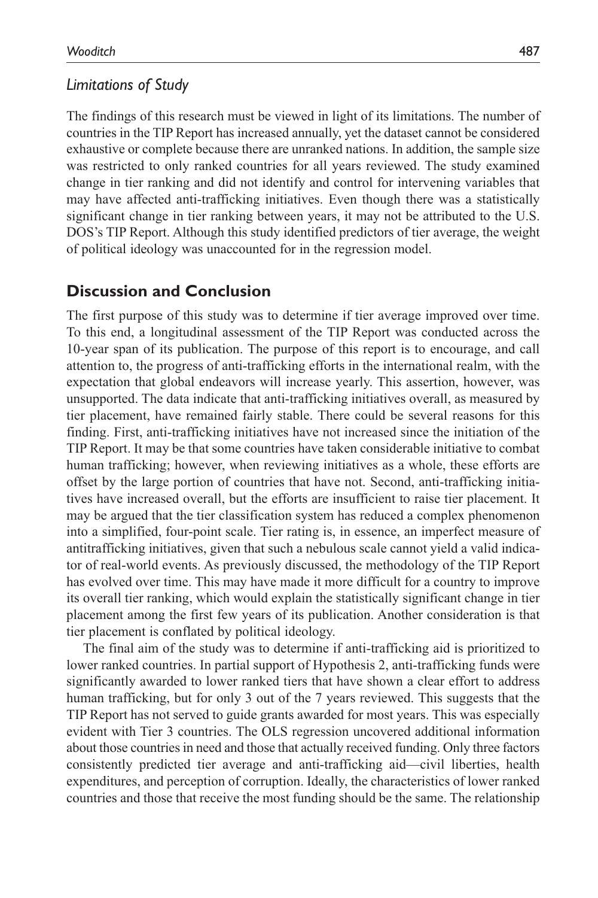### *Limitations of Study*

The findings of this research must be viewed in light of its limitations. The number of countries in the TIP Report has increased annually, yet the dataset cannot be considered exhaustive or complete because there are unranked nations. In addition, the sample size was restricted to only ranked countries for all years reviewed. The study examined change in tier ranking and did not identify and control for intervening variables that may have affected anti-trafficking initiatives. Even though there was a statistically significant change in tier ranking between years, it may not be attributed to the U.S. DOS's TIP Report. Although this study identified predictors of tier average, the weight of political ideology was unaccounted for in the regression model.

## Discussion and Conclusion

The first purpose of this study was to determine if tier average improved over time. To this end, a longitudinal assessment of the TIP Report was conducted across the 10-year span of its publication. The purpose of this report is to encourage, and call attention to, the progress of anti-trafficking efforts in the international realm, with the expectation that global endeavors will increase yearly. This assertion, however, was unsupported. The data indicate that anti-trafficking initiatives overall, as measured by tier placement, have remained fairly stable. There could be several reasons for this finding. First, anti-trafficking initiatives have not increased since the initiation of the TIP Report. It may be that some countries have taken considerable initiative to combat human trafficking; however, when reviewing initiatives as a whole, these efforts are offset by the large portion of countries that have not. Second, anti-trafficking initiatives have increased overall, but the efforts are insufficient to raise tier placement. It may be argued that the tier classification system has reduced a complex phenomenon into a simplified, four-point scale. Tier rating is, in essence, an imperfect measure of antitrafficking initiatives, given that such a nebulous scale cannot yield a valid indicator of real-world events. As previously discussed, the methodology of the TIP Report has evolved over time. This may have made it more difficult for a country to improve its overall tier ranking, which would explain the statistically significant change in tier placement among the first few years of its publication. Another consideration is that tier placement is conflated by political ideology.

The final aim of the study was to determine if anti-trafficking aid is prioritized to lower ranked countries. In partial support of Hypothesis 2, anti-trafficking funds were significantly awarded to lower ranked tiers that have shown a clear effort to address human trafficking, but for only 3 out of the 7 years reviewed. This suggests that the TIP Report has not served to guide grants awarded for most years. This was especially evident with Tier 3 countries. The OLS regression uncovered additional information about those countries in need and those that actually received funding. Only three factors consistently predicted tier average and anti-trafficking aid—civil liberties, health expenditures, and perception of corruption. Ideally, the characteristics of lower ranked countries and those that receive the most funding should be the same. The relationship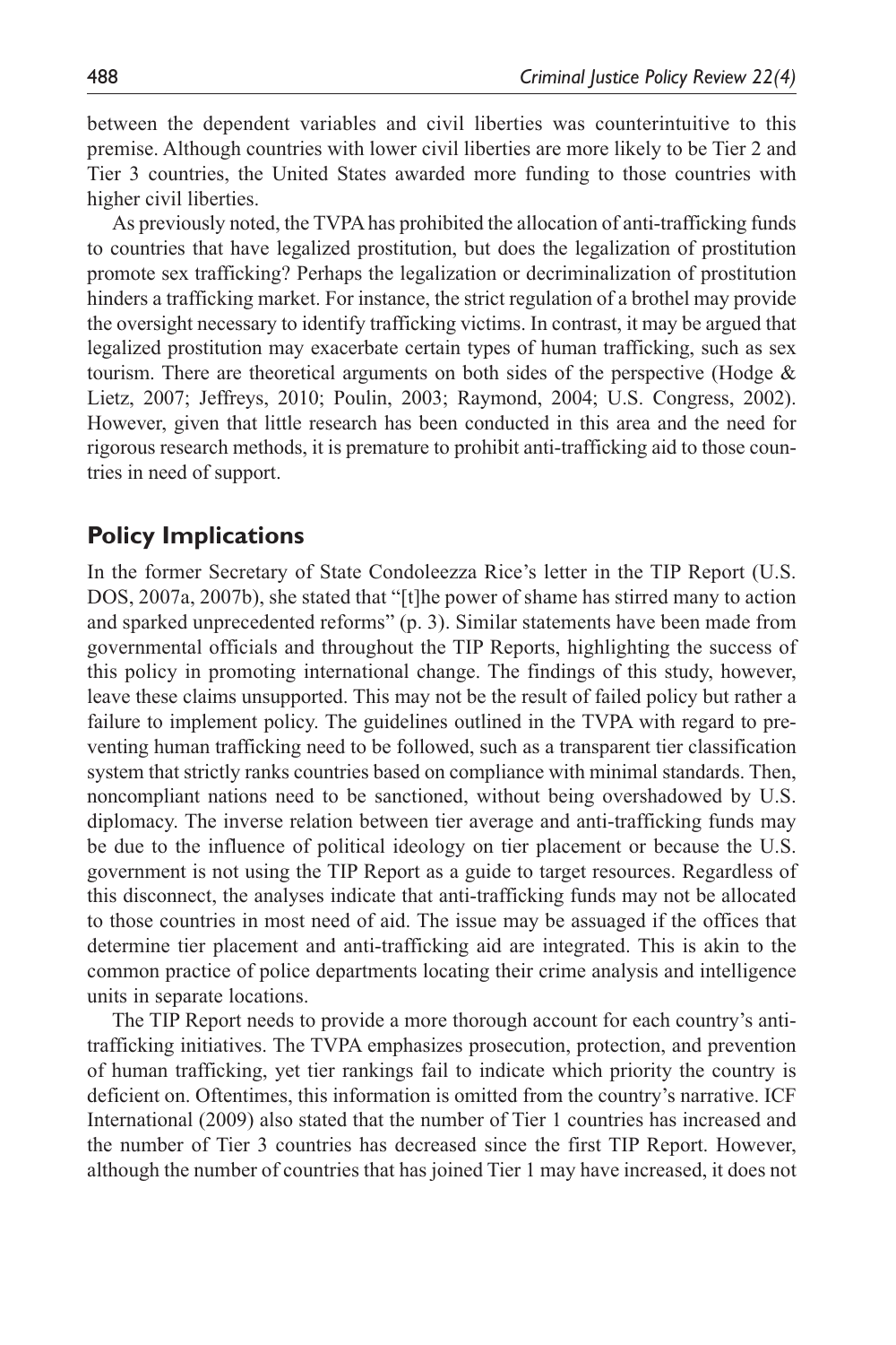between the dependent variables and civil liberties was counterintuitive to this premise. Although countries with lower civil liberties are more likely to be Tier 2 and Tier 3 countries, the United States awarded more funding to those countries with higher civil liberties.

As previously noted, the TVPA has prohibited the allocation of anti-trafficking funds to countries that have legalized prostitution, but does the legalization of prostitution promote sex trafficking? Perhaps the legalization or decriminalization of prostitution hinders a trafficking market. For instance, the strict regulation of a brothel may provide the oversight necessary to identify trafficking victims. In contrast, it may be argued that legalized prostitution may exacerbate certain types of human trafficking, such as sex tourism. There are theoretical arguments on both sides of the perspective (Hodge & Lietz, 2007; Jeffreys, 2010; Poulin, 2003; Raymond, 2004; U.S. Congress, 2002). However, given that little research has been conducted in this area and the need for rigorous research methods, it is premature to prohibit anti-trafficking aid to those countries in need of support.

## Policy Implications

In the former Secretary of State Condoleezza Rice's letter in the TIP Report (U.S. DOS, 2007a, 2007b), she stated that "[t]he power of shame has stirred many to action and sparked unprecedented reforms" (p. 3). Similar statements have been made from governmental officials and throughout the TIP Reports, highlighting the success of this policy in promoting international change. The findings of this study, however, leave these claims unsupported. This may not be the result of failed policy but rather a failure to implement policy. The guidelines outlined in the TVPA with regard to preventing human trafficking need to be followed, such as a transparent tier classification system that strictly ranks countries based on compliance with minimal standards. Then, noncompliant nations need to be sanctioned, without being overshadowed by U.S. diplomacy. The inverse relation between tier average and anti-trafficking funds may be due to the influence of political ideology on tier placement or because the U.S. government is not using the TIP Report as a guide to target resources. Regardless of this disconnect, the analyses indicate that anti-trafficking funds may not be allocated to those countries in most need of aid. The issue may be assuaged if the offices that determine tier placement and anti-trafficking aid are integrated. This is akin to the common practice of police departments locating their crime analysis and intelligence units in separate locations.

The TIP Report needs to provide a more thorough account for each country's anti-trafficking initiatives. The TVPA emphasizes prosecution, protection, and prevention of human trafficking, yet tier rankings fail to indicate which priority the country is deficient on. Oftentimes, this information is omitted from the country's narrative. ICF International (2009) also stated that the number of Tier 1 countries has increased and the number of Tier 3 countries has decreased since the first TIP Report. However, although the number of countries that has joined Tier 1 may have increased, it does not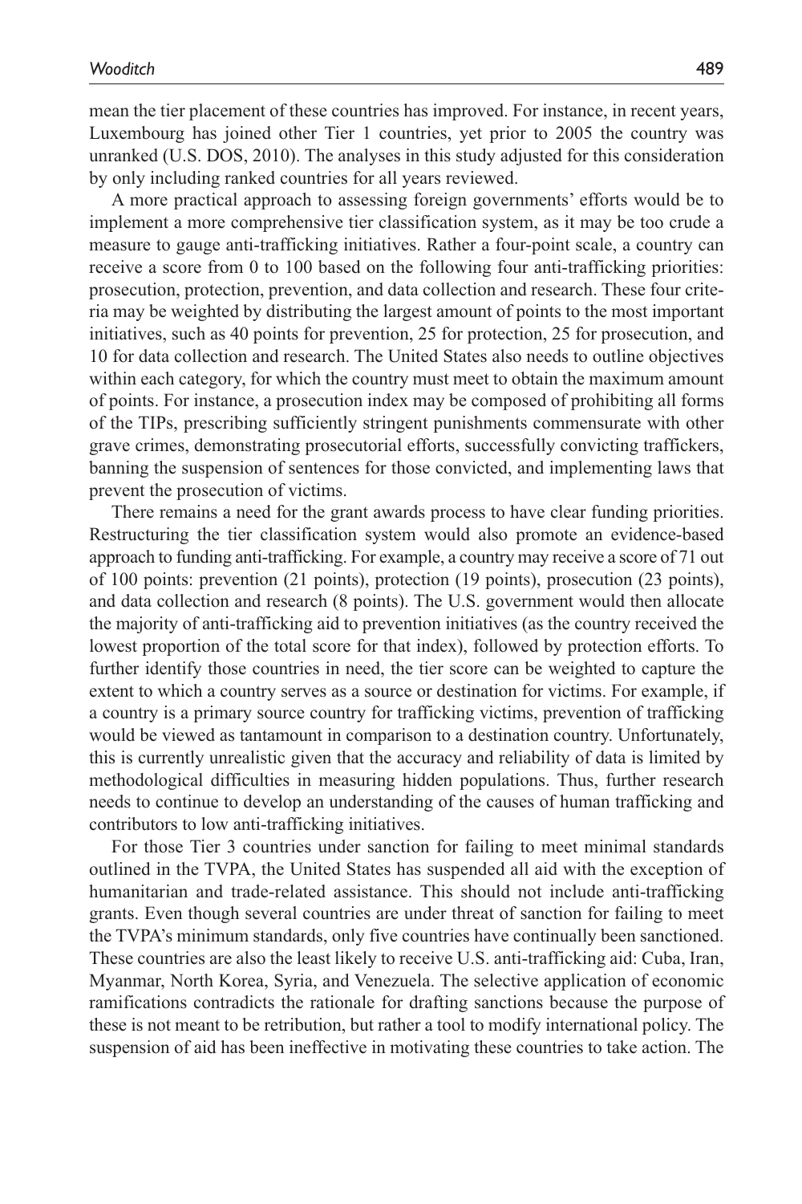mean the tier placement of these countries has improved. For instance, in recent years, Luxembourg has joined other Tier 1 countries, yet prior to 2005 the country was unranked (U.S. DOS, 2010). The analyses in this study adjusted for this consideration by only including ranked countries for all years reviewed.

A more practical approach to assessing foreign governments' efforts would be to implement a more comprehensive tier classification system, as it may be too crude a measure to gauge anti-trafficking initiatives. Rather a four-point scale, a country can receive a score from 0 to 100 based on the following four anti-trafficking priorities: prosecution, protection, prevention, and data collection and research. These four criteria may be weighted by distributing the largest amount of points to the most important initiatives, such as 40 points for prevention, 25 for protection, 25 for prosecution, and 10 for data collection and research. The United States also needs to outline objectives within each category, for which the country must meet to obtain the maximum amount of points. For instance, a prosecution index may be composed of prohibiting all forms of the TIPs, prescribing sufficiently stringent punishments commensurate with other grave crimes, demonstrating prosecutorial efforts, successfully convicting traffickers, banning the suspension of sentences for those convicted, and implementing laws that prevent the prosecution of victims.

There remains a need for the grant awards process to have clear funding priorities. Restructuring the tier classification system would also promote an evidence-based approach to funding anti-trafficking. For example, a country may receive a score of 71 out of 100 points: prevention (21 points), protection (19 points), prosecution (23 points), and data collection and research (8 points). The U.S. government would then allocate the majority of anti-trafficking aid to prevention initiatives (as the country received the lowest proportion of the total score for that index), followed by protection efforts. To further identify those countries in need, the tier score can be weighted to capture the extent to which a country serves as a source or destination for victims. For example, if a country is a primary source country for trafficking victims, prevention of trafficking would be viewed as tantamount in comparison to a destination country. Unfortunately, this is currently unrealistic given that the accuracy and reliability of data is limited by methodological difficulties in measuring hidden populations. Thus, further research needs to continue to develop an understanding of the causes of human trafficking and contributors to low anti-trafficking initiatives.

For those Tier 3 countries under sanction for failing to meet minimal standards outlined in the TVPA, the United States has suspended all aid with the exception of humanitarian and trade-related assistance. This should not include anti-trafficking grants. Even though several countries are under threat of sanction for failing to meet the TVPA's minimum standards, only five countries have continually been sanctioned. These countries are also the least likely to receive U.S. anti-trafficking aid: Cuba, Iran, Myanmar, North Korea, Syria, and Venezuela. The selective application of economic ramifications contradicts the rationale for drafting sanctions because the purpose of these is not meant to be retribution, but rather a tool to modify international policy. The suspension of aid has been ineffective in motivating these countries to take action. The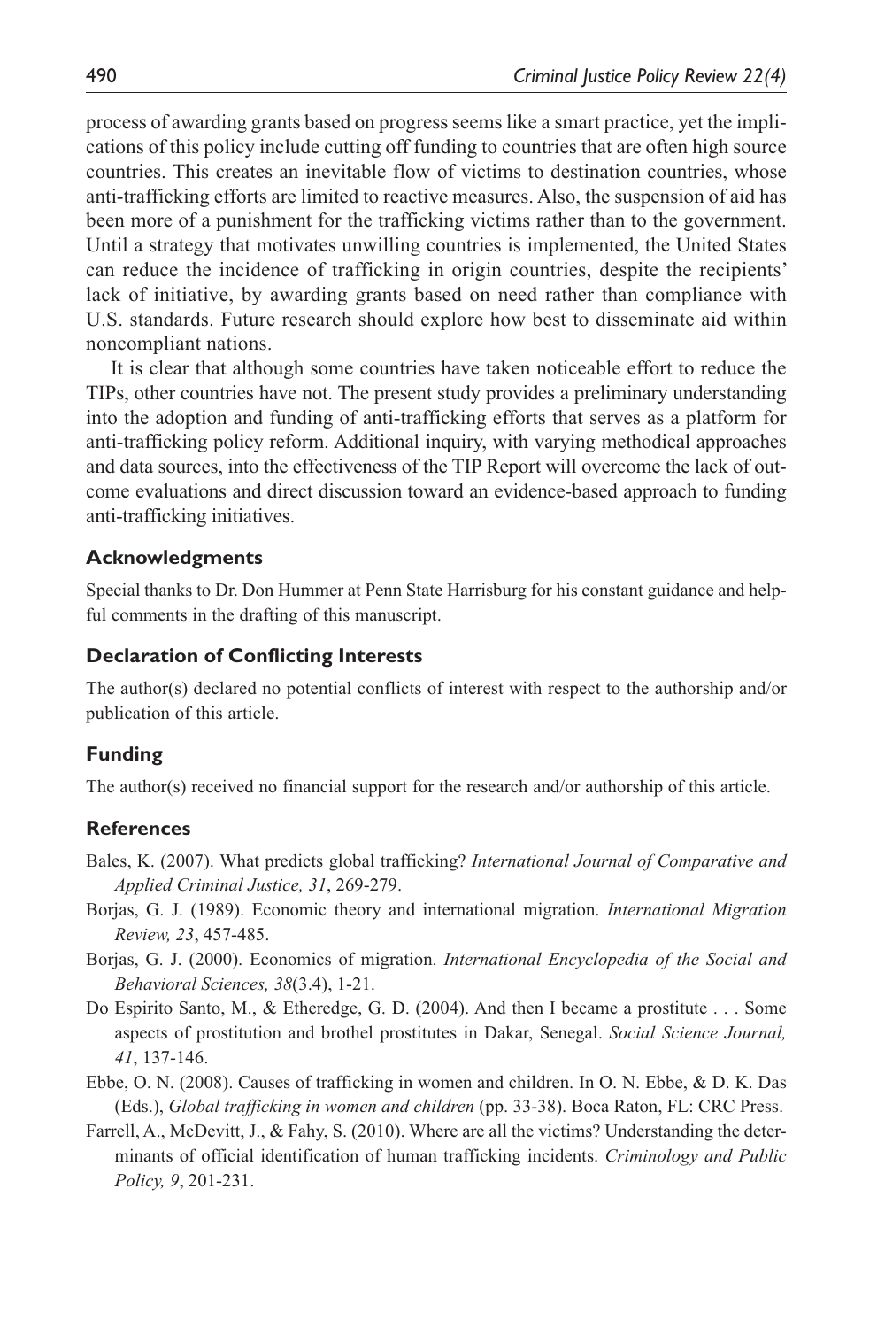process of awarding grants based on progress seems like a smart practice, yet the implications of this policy include cutting off funding to countries that are often high source countries. This creates an inevitable flow of victims to destination countries, whose anti-trafficking efforts are limited to reactive measures. Also, the suspension of aid has been more of a punishment for the trafficking victims rather than to the government. Until a strategy that motivates unwilling countries is implemented, the United States can reduce the incidence of trafficking in origin countries, despite the recipients' lack of initiative, by awarding grants based on need rather than compliance with U.S. standards. Future research should explore how best to disseminate aid within noncompliant nations.

It is clear that although some countries have taken noticeable effort to reduce the TIPs, other countries have not. The present study provides a preliminary understanding into the adoption and funding of anti-trafficking efforts that serves as a platform for anti-trafficking policy reform. Additional inquiry, with varying methodical approaches and data sources, into the effectiveness of the TIP Report will overcome the lack of outcome evaluations and direct discussion toward an evidence-based approach to funding anti-trafficking initiatives.

## Acknowledgments

Special thanks to Dr. Don Hummer at Penn State Harrisburg for his constant guidance and helpful comments in the drafting of this manuscript.

## Declaration of Conflicting Interests

The author(s) declared no potential conflicts of interest with respect to the authorship and/or publication of this article.

## Funding

The author(s) received no financial support for the research and/or authorship of this article.

## References

Bales, K. (2007). What predicts global trafficking? *International Journal of Comparative and Applied Criminal Justice, 31*, 269-279.

Borjas, G. J. (1989). Economic theory and international migration. *International Migration Review, 23*, 457-485.

Borjas, G. J. (2000). Economics of migration. *International Encyclopedia of the Social and Behavioral Sciences, 38*(3.4), 1-21.

Do Espirito Santo, M., & Etheredge, G. D. (2004). And then I became a prostitute . . . Some aspects of prostitution and brothel prostitutes in Dakar, Senegal. *Social Science Journal, 41*, 137-146.

Ebbe, O. N. (2008). Causes of trafficking in women and children. In O. N. Ebbe, & D. K. Das (Eds.), *Global trafficking in women and children* (pp. 33-38). Boca Raton, FL: CRC Press.

Farrell, A., McDevitt, J., & Fahy, S. (2010). Where are all the victims? Understanding the determinants of official identification of human trafficking incidents. *Criminology and Public Policy, 9*, 201-231.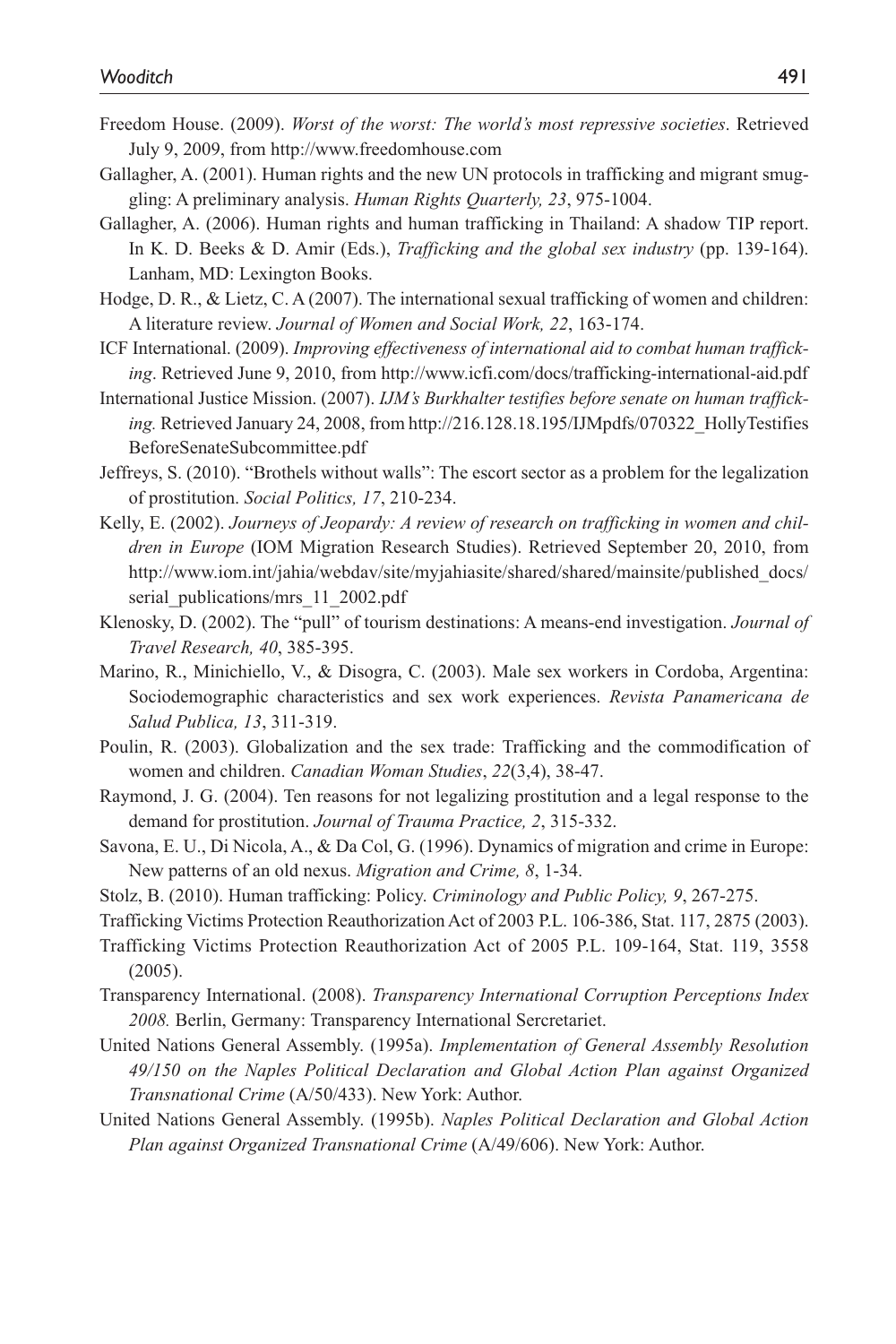Freedom House. (2009). *Worst of the worst: The world's most repressive societies*. Retrieved July 9, 2009, from http://www.freedomhouse.com

Gallagher, A. (2001). Human rights and the new UN protocols in trafficking and migrant smuggling: A preliminary analysis. *Human Rights Quarterly, 23*, 975-1004.

Gallagher, A. (2006). Human rights and human trafficking in Thailand: A shadow TIP report. In K. D. Beeks & D. Amir (Eds.), *Trafficking and the global sex industry* (pp. 139-164). Lanham, MD: Lexington Books.

Hodge, D. R., & Lietz, C. A (2007). The international sexual trafficking of women and children: A literature review. *Journal of Women and Social Work, 22*, 163-174.

ICF International. (2009). *Improving effectiveness of international aid to combat human trafficking*. Retrieved June 9, 2010, from http://www.icfi.com/docs/trafficking-international-aid.pdf

International Justice Mission. (2007). *IJM's Burkhalter testifies before senate on human trafficking.* Retrieved January 24, 2008, from http://216.128.18.195/IJMpdfs/070322_HollyTestifiesBeforeSenateSubcommittee.pdf

Jeffreys, S. (2010). "Brothels without walls": The escort sector as a problem for the legalization of prostitution. *Social Politics, 17*, 210-234.

Kelly, E. (2002). *Journeys of Jeopardy: A review of research on trafficking in women and children in Europe* (IOM Migration Research Studies). Retrieved September 20, 2010, from http://www.iom.int/jahia/webdav/site/myjahiasite/shared/shared/mainsite/published_docs/serial_publications/mrs_11_2002.pdf

Klenosky, D. (2002). The "pull" of tourism destinations: A means-end investigation. *Journal of Travel Research, 40*, 385-395.

Marino, R., Minichiello, V., & Disogra, C. (2003). Male sex workers in Cordoba, Argentina: Sociodemographic characteristics and sex work experiences. *Revista Panamericana de Salud Publica, 13*, 311-319.

Poulin, R. (2003). Globalization and the sex trade: Trafficking and the commodification of women and children. *Canadian Woman Studies*, *22*(3,4), 38-47.

Raymond, J. G. (2004). Ten reasons for not legalizing prostitution and a legal response to the demand for prostitution. *Journal of Trauma Practice, 2*, 315-332.

Savona, E. U., Di Nicola, A., & Da Col, G. (1996). Dynamics of migration and crime in Europe: New patterns of an old nexus. *Migration and Crime, 8*, 1-34.

Stolz, B. (2010). Human trafficking: Policy. *Criminology and Public Policy, 9*, 267-275.

Trafficking Victims Protection Reauthorization Act of 2003 P.L. 106-386, Stat. 117, 2875 (2003).

Trafficking Victims Protection Reauthorization Act of 2005 P.L. 109-164, Stat. 119, 3558 (2005).

Transparency International. (2008). *Transparency International Corruption Perceptions Index 2008.* Berlin, Germany: Transparency International Sercretariet.

United Nations General Assembly. (1995a). *Implementation of General Assembly Resolution 49/150 on the Naples Political Declaration and Global Action Plan against Organized Transnational Crime* (A/50/433). New York: Author.

United Nations General Assembly. (1995b). *Naples Political Declaration and Global Action Plan against Organized Transnational Crime* (A/49/606). New York: Author.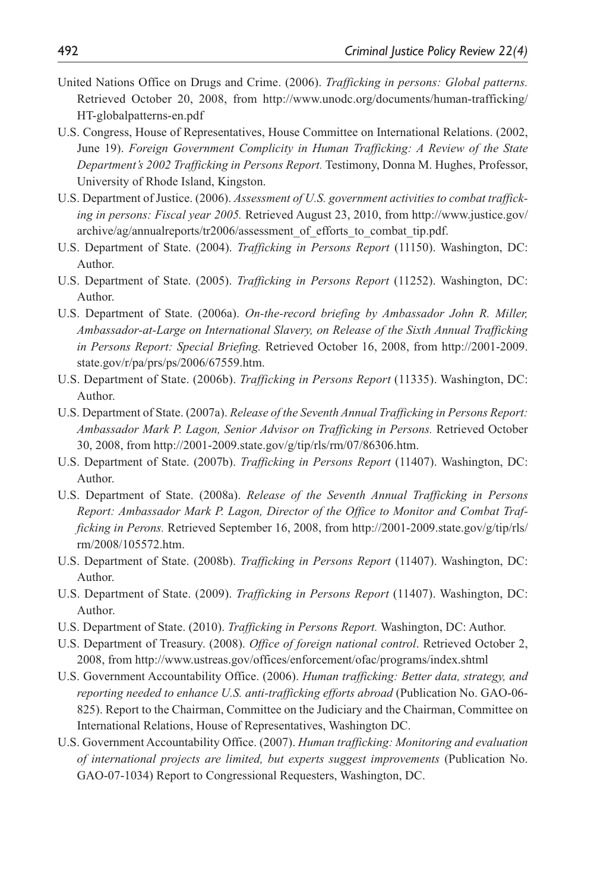United Nations Office on Drugs and Crime. (2006). *Trafficking in persons: Global patterns.* Retrieved October 20, 2008, from http://www.unodc.org/documents/human-trafficking/HT-globalpatterns-en.pdf

U.S. Congress, House of Representatives, House Committee on International Relations. (2002, June 19). *Foreign Government Complicity in Human Trafficking: A Review of the State Department's 2002 Trafficking in Persons Report.* Testimony, Donna M. Hughes, Professor, University of Rhode Island, Kingston.

U.S. Department of Justice. (2006). *Assessment of U.S. government activities to combat trafficking in persons: Fiscal year 2005.* Retrieved August 23, 2010, from http://www.justice.gov/archive/ag/annualreports/tr2006/assessment_of_efforts_to_combat_tip.pdf.

U.S. Department of State. (2004). *Trafficking in Persons Report* (11150). Washington, DC: Author.

U.S. Department of State. (2005). *Trafficking in Persons Report* (11252). Washington, DC: Author.

U.S. Department of State. (2006a). *On-the-record briefing by Ambassador John R. Miller, Ambassador-at-Large on International Slavery, on Release of the Sixth Annual Trafficking in Persons Report: Special Briefing.* Retrieved October 16, 2008, from http://2001-2009.state.gov/r/pa/prs/ps/2006/67559.htm.

U.S. Department of State. (2006b). *Trafficking in Persons Report* (11335). Washington, DC: Author.

U.S. Department of State. (2007a). *Release of the Seventh Annual Trafficking in Persons Report: Ambassador Mark P. Lagon, Senior Advisor on Trafficking in Persons.* Retrieved October 30, 2008, from http://2001-2009.state.gov/g/tip/rls/rm/07/86306.htm.

U.S. Department of State. (2007b). *Trafficking in Persons Report* (11407). Washington, DC: Author.

U.S. Department of State. (2008a). *Release of the Seventh Annual Trafficking in Persons Report: Ambassador Mark P. Lagon, Director of the Office to Monitor and Combat Trafficking in Perons.* Retrieved September 16, 2008, from http://2001-2009.state.gov/g/tip/rls/rm/2008/105572.htm.

U.S. Department of State. (2008b). *Trafficking in Persons Report* (11407). Washington, DC: Author.

U.S. Department of State. (2009). *Trafficking in Persons Report* (11407). Washington, DC: Author.

U.S. Department of State. (2010). *Trafficking in Persons Report.* Washington, DC: Author.

U.S. Department of Treasury. (2008). *Office of foreign national control*. Retrieved October 2, 2008, from http://www.ustreas.gov/offices/enforcement/ofac/programs/index.shtml

U.S. Government Accountability Office. (2006). *Human trafficking: Better data, strategy, and reporting needed to enhance U.S. anti-trafficking efforts abroad* (Publication No. GAO-06-825). Report to the Chairman, Committee on the Judiciary and the Chairman, Committee on International Relations, House of Representatives, Washington DC.

U.S. Government Accountability Office. (2007). *Human trafficking: Monitoring and evaluation of international projects are limited, but experts suggest improvements* (Publication No. GAO-07-1034) Report to Congressional Requesters, Washington, DC.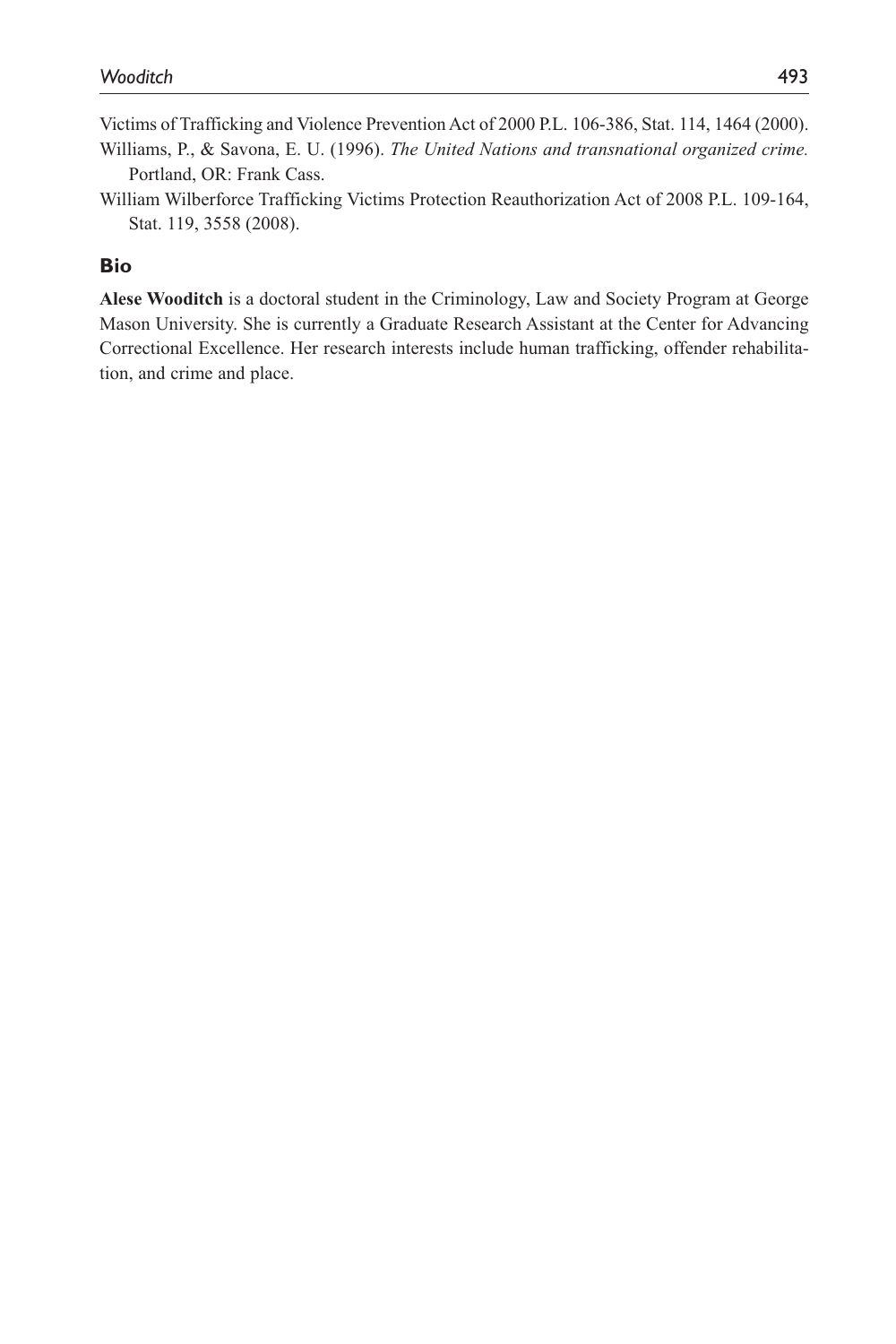Victims of Trafficking and Violence Prevention Act of 2000 P.L. 106-386, Stat. 114, 1464 (2000).

Williams, P., & Savona, E. U. (1996). *The United Nations and transnational organized crime.* Portland, OR: Frank Cass.

William Wilberforce Trafficking Victims Protection Reauthorization Act of 2008 P.L. 109-164, Stat. 119, 3558 (2008).

## Bio

**Alese Wooditch** is a doctoral student in the Criminology, Law and Society Program at George Mason University. She is currently a Graduate Research Assistant at the Center for Advancing Correctional Excellence. Her research interests include human trafficking, offender rehabilitation, and crime and place.